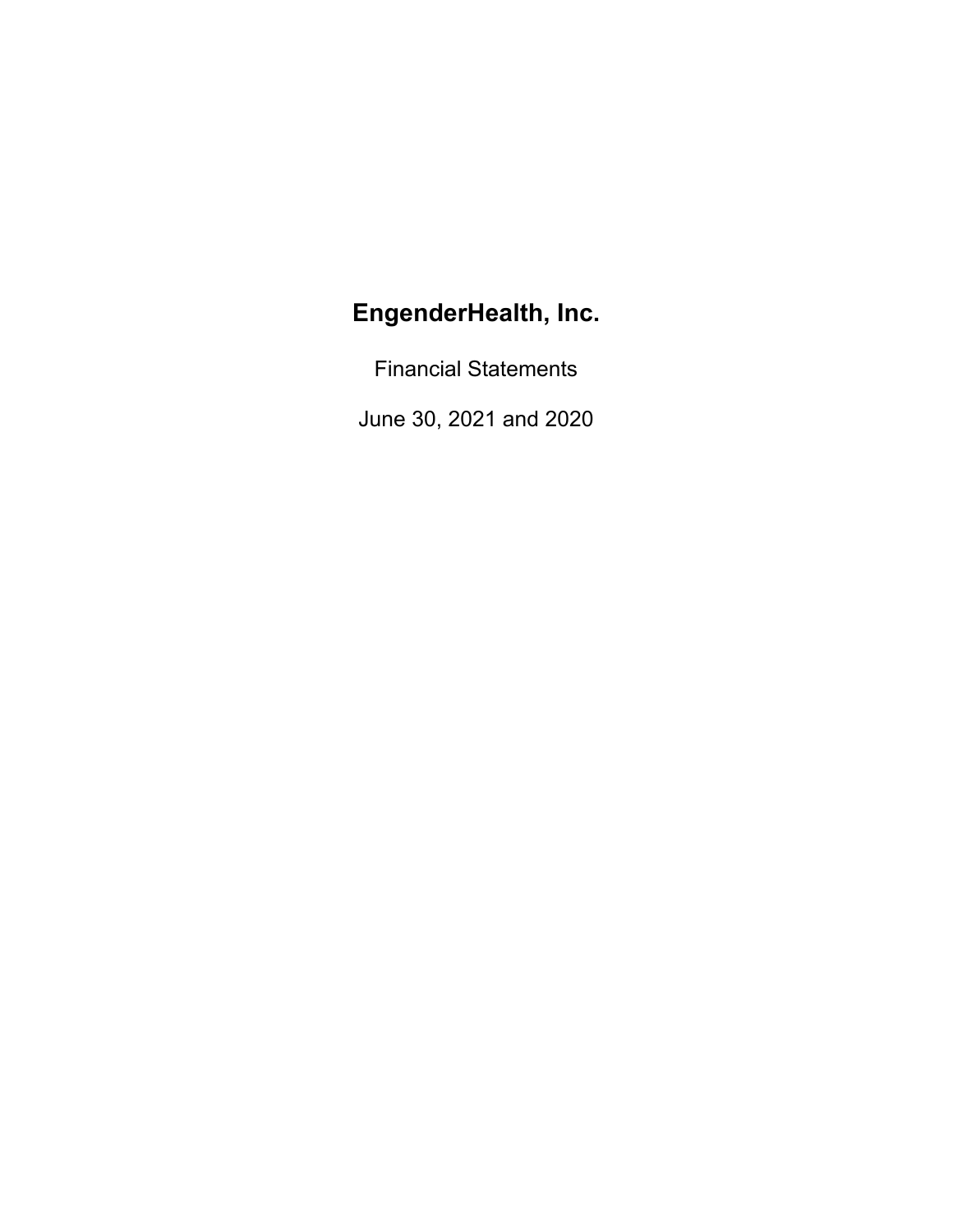# EngenderHealth, Inc.

Financial Statements

June 30, 2021 and 2020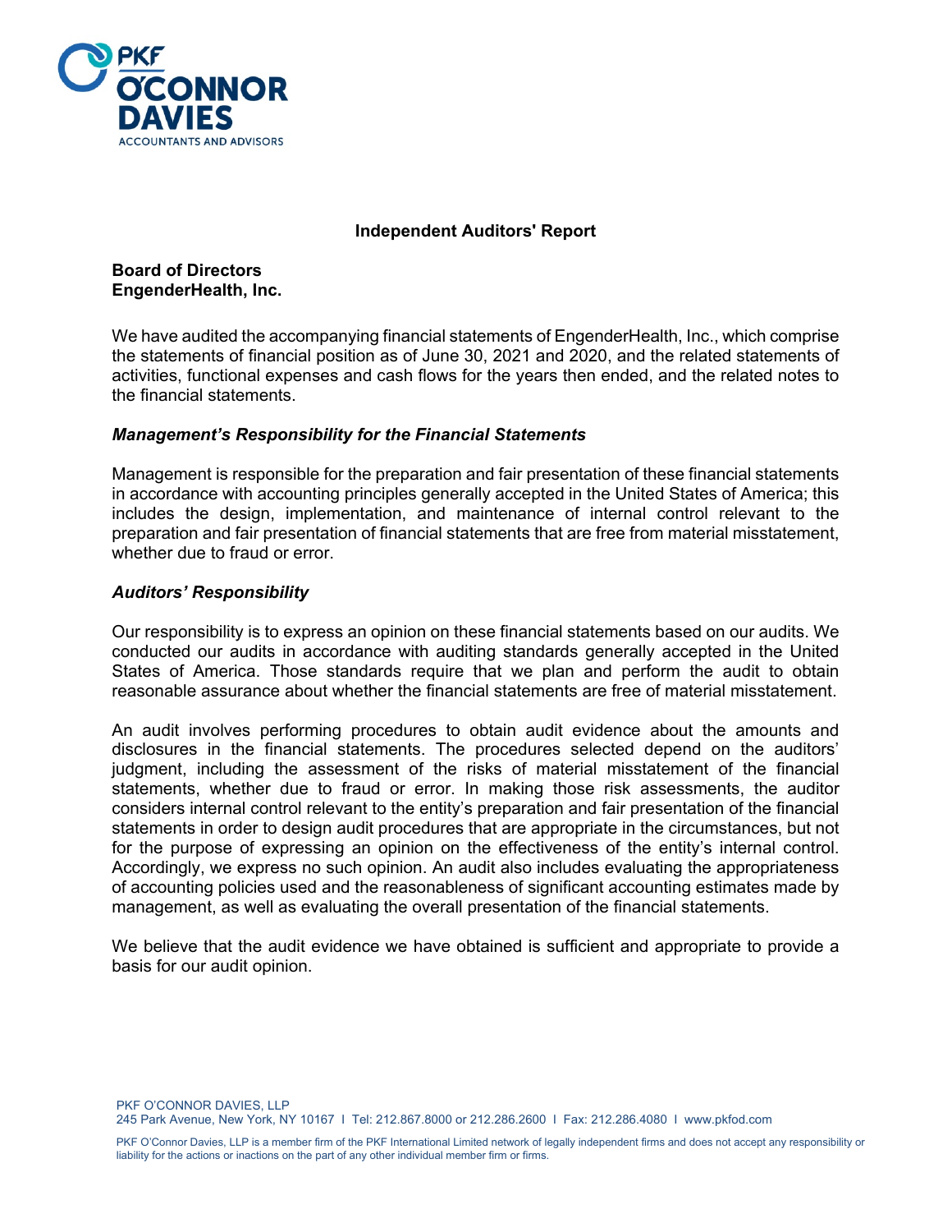PKF O'CONNOR DAVIES ACCOUNTANTS AND ADVISORS

## Independent Auditors' Report

**Board of Directors**
**EngenderHealth, Inc.**

We have audited the accompanying financial statements of EngenderHealth, Inc., which comprise the statements of financial position as of June 30, 2021 and 2020, and the related statements of activities, functional expenses and cash flows for the years then ended, and the related notes to the financial statements.

### *Management's Responsibility for the Financial Statements*

Management is responsible for the preparation and fair presentation of these financial statements in accordance with accounting principles generally accepted in the United States of America; this includes the design, implementation, and maintenance of internal control relevant to the preparation and fair presentation of financial statements that are free from material misstatement, whether due to fraud or error.

### *Auditors' Responsibility*

Our responsibility is to express an opinion on these financial statements based on our audits. We conducted our audits in accordance with auditing standards generally accepted in the United States of America. Those standards require that we plan and perform the audit to obtain reasonable assurance about whether the financial statements are free of material misstatement.

An audit involves performing procedures to obtain audit evidence about the amounts and disclosures in the financial statements. The procedures selected depend on the auditors' judgment, including the assessment of the risks of material misstatement of the financial statements, whether due to fraud or error. In making those risk assessments, the auditor considers internal control relevant to the entity's preparation and fair presentation of the financial statements in order to design audit procedures that are appropriate in the circumstances, but not for the purpose of expressing an opinion on the effectiveness of the entity's internal control. Accordingly, we express no such opinion. An audit also includes evaluating the appropriateness of accounting policies used and the reasonableness of significant accounting estimates made by management, as well as evaluating the overall presentation of the financial statements.

We believe that the audit evidence we have obtained is sufficient and appropriate to provide a basis for our audit opinion.

PKF O'CONNOR DAVIES, LLP
245 Park Avenue, New York, NY 10167 I Tel: 212.867.8000 or 212.286.2600 I Fax: 212.286.4080 I www.pkfod.com

PKF O'Connor Davies, LLP is a member firm of the PKF International Limited network of legally independent firms and does not accept any responsibility or liability for the actions or inactions on the part of any other individual member firm or firms.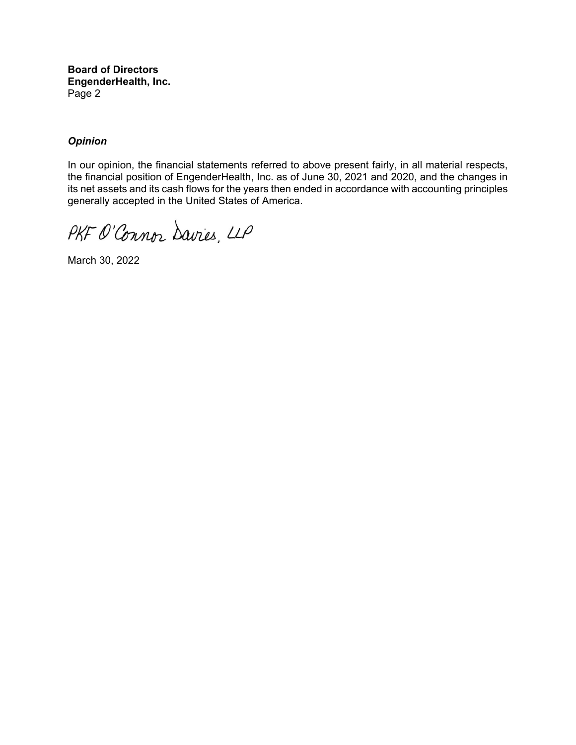**Board of Directors**
**EngenderHealth, Inc.**
Page 2

### *Opinion*

In our opinion, the financial statements referred to above present fairly, in all material respects, the financial position of EngenderHealth, Inc. as of June 30, 2021 and 2020, and the changes in its net assets and its cash flows for the years then ended in accordance with accounting principles generally accepted in the United States of America.

PKF O'Connor Davies, LLP

March 30, 2022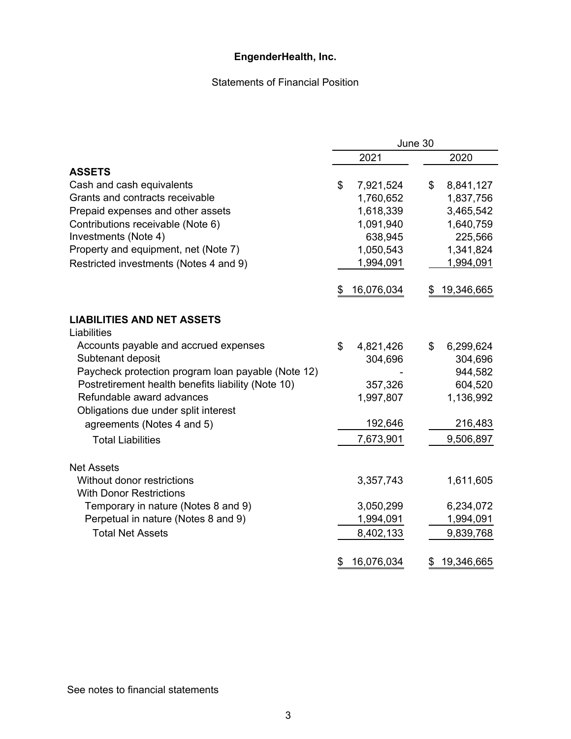# EngenderHealth, Inc.

## Statements of Financial Position

| | June 30 | |
|---|---|---|
| | 2021 | 2020 |
| **ASSETS** | | |
| Cash and cash equivalents | $ 7,921,524 | $ 8,841,127 |
| Grants and contracts receivable | 1,760,652 | 1,837,756 |
| Prepaid expenses and other assets | 1,618,339 | 3,465,542 |
| Contributions receivable (Note 6) | 1,091,940 | 1,640,759 |
| Investments (Note 4) | 638,945 | 225,566 |
| Property and equipment, net (Note 7) | 1,050,543 | 1,341,824 |
| Restricted investments (Notes 4 and 9) | 1,994,091 | 1,994,091 |
| | $ 16,076,034 | $ 19,346,665 |
| **LIABILITIES AND NET ASSETS** | | |
| Liabilities | | |
| Accounts payable and accrued expenses | $ 4,821,426 | $ 6,299,624 |
| Subtenant deposit | 304,696 | 304,696 |
| Paycheck protection program loan payable (Note 12) | - | 944,582 |
| Postretirement health benefits liability (Note 10) | 357,326 | 604,520 |
| Refundable award advances | 1,997,807 | 1,136,992 |
| Obligations due under split interest agreements (Notes 4 and 5) | 192,646 | 216,483 |
| Total Liabilities | 7,673,901 | 9,506,897 |
| Net Assets | | |
| Without donor restrictions | 3,357,743 | 1,611,605 |
| With Donor Restrictions | | |
| Temporary in nature (Notes 8 and 9) | 3,050,299 | 6,234,072 |
| Perpetual in nature (Notes 8 and 9) | 1,994,091 | 1,994,091 |
| Total Net Assets | 8,402,133 | 9,839,768 |
| | $ 16,076,034 | $ 19,346,665 |

See notes to financial statements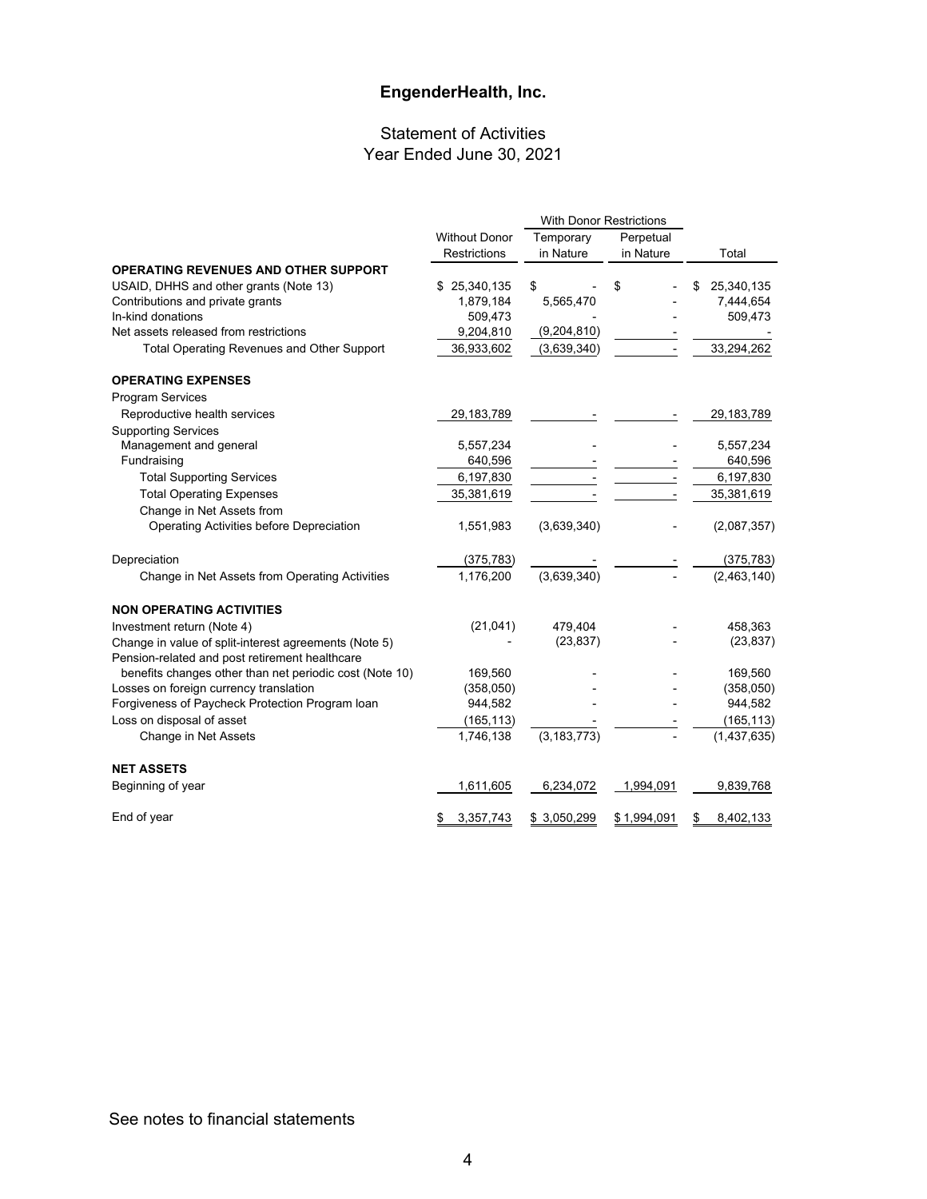# EngenderHealth, Inc.

## Statement of Activities
## Year Ended June 30, 2021

| | Without Donor Restrictions | With Donor Restrictions Temporary in Nature | With Donor Restrictions Perpetual in Nature | Total |
|---|---|---|---|---|
| **OPERATING REVENUES AND OTHER SUPPORT** | | | | |
| USAID, DHHS and other grants (Note 13) | $ 25,340,135 | $ - | $ - | $ 25,340,135 |
| Contributions and private grants | 1,879,184 | 5,565,470 | - | 7,444,654 |
| In-kind donations | 509,473 | - | - | 509,473 |
| Net assets released from restrictions | 9,204,810 | (9,204,810) | - | - |
| Total Operating Revenues and Other Support | 36,933,602 | (3,639,340) | - | 33,294,262 |
| **OPERATING EXPENSES** | | | | |
| Program Services | | | | |
| Reproductive health services | 29,183,789 | - | - | 29,183,789 |
| Supporting Services | | | | |
| Management and general | 5,557,234 | - | - | 5,557,234 |
| Fundraising | 640,596 | - | - | 640,596 |
| Total Supporting Services | 6,197,830 | - | - | 6,197,830 |
| Total Operating Expenses | 35,381,619 | - | - | 35,381,619 |
| Change in Net Assets from Operating Activities before Depreciation | 1,551,983 | (3,639,340) | - | (2,087,357) |
| Depreciation | (375,783) | - | - | (375,783) |
| Change in Net Assets from Operating Activities | 1,176,200 | (3,639,340) | - | (2,463,140) |
| **NON OPERATING ACTIVITIES** | | | | |
| Investment return (Note 4) | (21,041) | 479,404 | - | 458,363 |
| Change in value of split-interest agreements (Note 5) | - | (23,837) | - | (23,837) |
| Pension-related and post retirement healthcare benefits changes other than net periodic cost (Note 10) | 169,560 | - | - | 169,560 |
| Losses on foreign currency translation | (358,050) | - | - | (358,050) |
| Forgiveness of Paycheck Protection Program loan | 944,582 | - | - | 944,582 |
| Loss on disposal of asset | (165,113) | - | - | (165,113) |
| Change in Net Assets | 1,746,138 | (3,183,773) | - | (1,437,635) |
| **NET ASSETS** | | | | |
| Beginning of year | 1,611,605 | 6,234,072 | 1,994,091 | 9,839,768 |
| End of year | $ 3,357,743 | $ 3,050,299 | $ 1,994,091 | $ 8,402,133 |

See notes to financial statements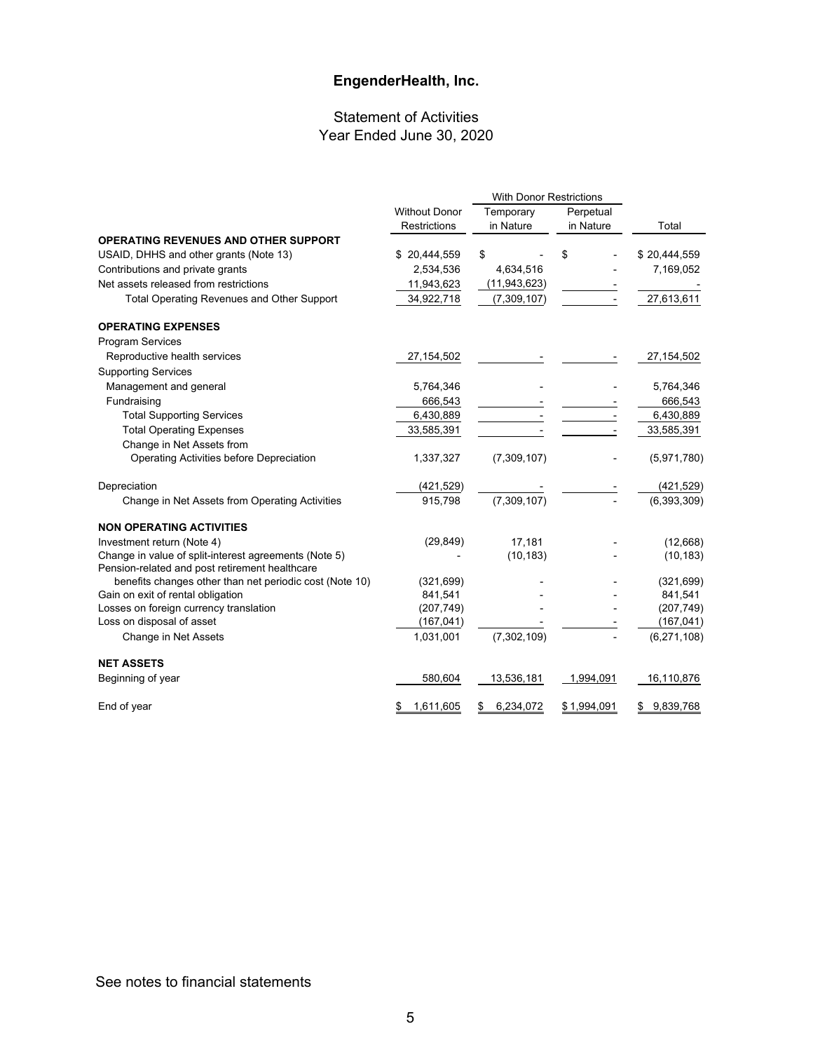# EngenderHealth, Inc.

## Statement of Activities
## Year Ended June 30, 2020

| | Without Donor Restrictions | With Donor Restrictions Temporary in Nature | With Donor Restrictions Perpetual in Nature | Total |
|---|---|---|---|---|
| **OPERATING REVENUES AND OTHER SUPPORT** | | | | |
| USAID, DHHS and other grants (Note 13) | $ 20,444,559 | $ - | $ - | $ 20,444,559 |
| Contributions and private grants | 2,534,536 | 4,634,516 | - | 7,169,052 |
| Net assets released from restrictions | 11,943,623 | (11,943,623) | - | - |
| Total Operating Revenues and Other Support | 34,922,718 | (7,309,107) | - | 27,613,611 |
| **OPERATING EXPENSES** | | | | |
| Program Services | | | | |
| Reproductive health services | 27,154,502 | - | - | 27,154,502 |
| Supporting Services | | | | |
| Management and general | 5,764,346 | - | - | 5,764,346 |
| Fundraising | 666,543 | - | - | 666,543 |
| Total Supporting Services | 6,430,889 | - | - | 6,430,889 |
| Total Operating Expenses | 33,585,391 | - | - | 33,585,391 |
| Change in Net Assets from Operating Activities before Depreciation | 1,337,327 | (7,309,107) | - | (5,971,780) |
| Depreciation | (421,529) | - | - | (421,529) |
| Change in Net Assets from Operating Activities | 915,798 | (7,309,107) | - | (6,393,309) |
| **NON OPERATING ACTIVITIES** | | | | |
| Investment return (Note 4) | (29,849) | 17,181 | - | (12,668) |
| Change in value of split-interest agreements (Note 5) | - | (10,183) | - | (10,183) |
| Pension-related and post retirement healthcare benefits changes other than net periodic cost (Note 10) | (321,699) | - | - | (321,699) |
| Gain on exit of rental obligation | 841,541 | - | - | 841,541 |
| Losses on foreign currency translation | (207,749) | - | - | (207,749) |
| Loss on disposal of asset | (167,041) | - | - | (167,041) |
| Change in Net Assets | 1,031,001 | (7,302,109) | - | (6,271,108) |
| **NET ASSETS** | | | | |
| Beginning of year | 580,604 | 13,536,181 | 1,994,091 | 16,110,876 |
| End of year | $ 1,611,605 | $ 6,234,072 | $ 1,994,091 | $ 9,839,768 |

See notes to financial statements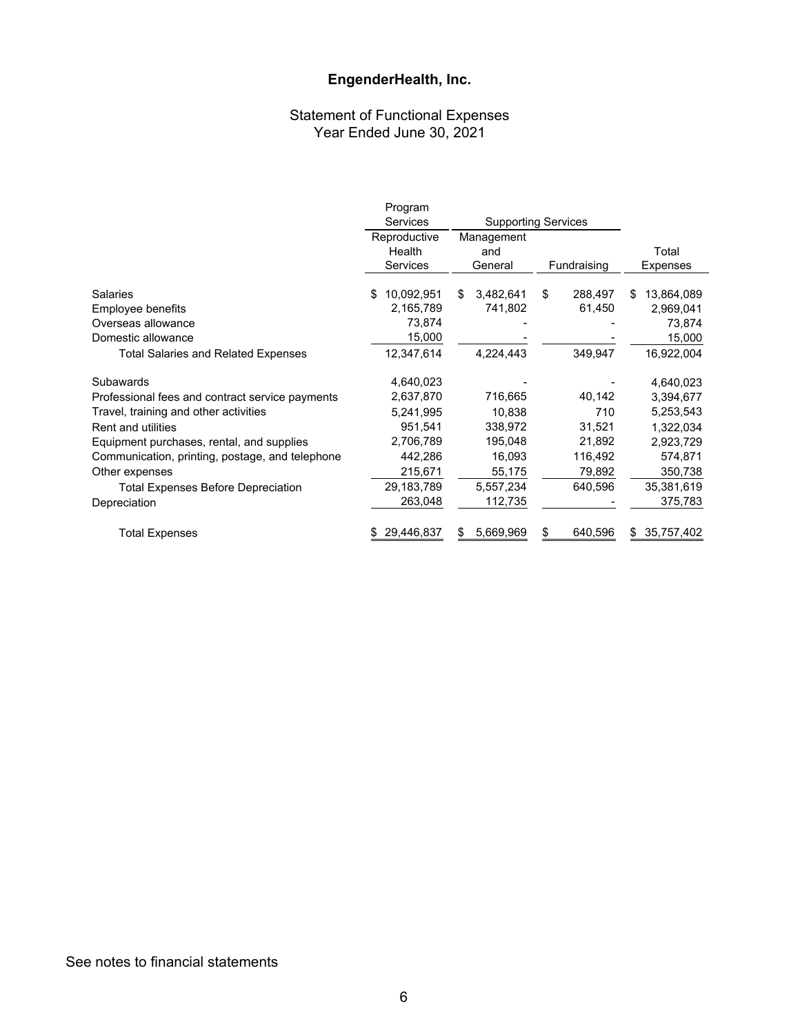# EngenderHealth, Inc.

## Statement of Functional Expenses
## Year Ended June 30, 2021

| | Program Services | Supporting Services | | |
|---|---|---|---|---|
| | Reproductive Health Services | Management and General | Fundraising | Total Expenses |
| Salaries | $ 10,092,951 | $ 3,482,641 | $ 288,497 | $ 13,864,089 |
| Employee benefits | 2,165,789 | 741,802 | 61,450 | 2,969,041 |
| Overseas allowance | 73,874 | - | - | 73,874 |
| Domestic allowance | 15,000 | - | - | 15,000 |
| Total Salaries and Related Expenses | 12,347,614 | 4,224,443 | 349,947 | 16,922,004 |
| Subawards | 4,640,023 | - | - | 4,640,023 |
| Professional fees and contract service payments | 2,637,870 | 716,665 | 40,142 | 3,394,677 |
| Travel, training and other activities | 5,241,995 | 10,838 | 710 | 5,253,543 |
| Rent and utilities | 951,541 | 338,972 | 31,521 | 1,322,034 |
| Equipment purchases, rental, and supplies | 2,706,789 | 195,048 | 21,892 | 2,923,729 |
| Communication, printing, postage, and telephone | 442,286 | 16,093 | 116,492 | 574,871 |
| Other expenses | 215,671 | 55,175 | 79,892 | 350,738 |
| Total Expenses Before Depreciation | 29,183,789 | 5,557,234 | 640,596 | 35,381,619 |
| Depreciation | 263,048 | 112,735 | - | 375,783 |
| Total Expenses | $ 29,446,837 | $ 5,669,969 | $ 640,596 | $ 35,757,402 |

See notes to financial statements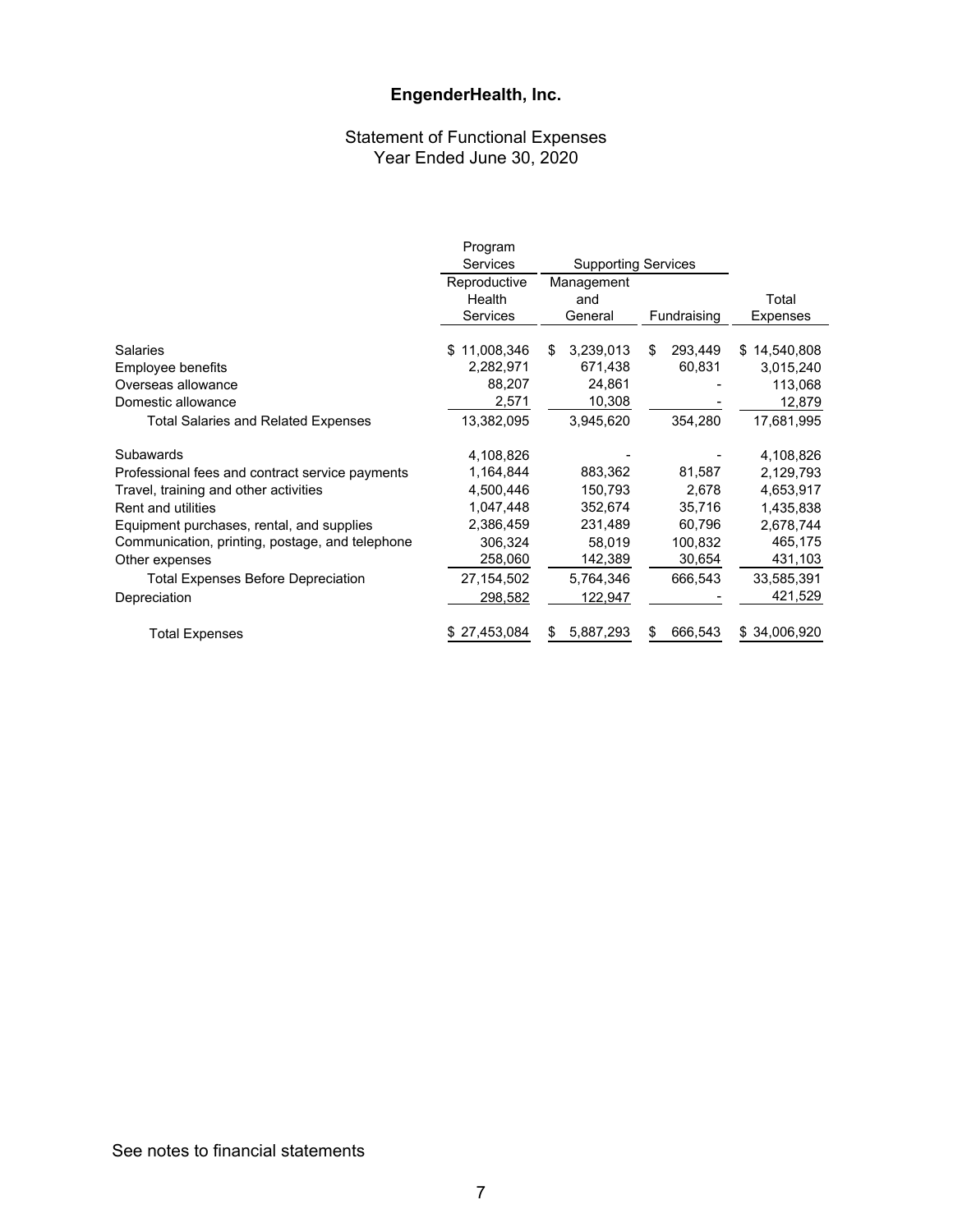# EngenderHealth, Inc.

## Statement of Functional Expenses
Year Ended June 30, 2020

| | Program Services | Supporting Services | | |
|---|---|---|---|---|
| | Reproductive Health Services | Management and General | Fundraising | Total Expenses |
| Salaries | $ 11,008,346 | $ 3,239,013 | $ 293,449 | $ 14,540,808 |
| Employee benefits | 2,282,971 | 671,438 | 60,831 | 3,015,240 |
| Overseas allowance | 88,207 | 24,861 | - | 113,068 |
| Domestic allowance | 2,571 | 10,308 | - | 12,879 |
| Total Salaries and Related Expenses | 13,382,095 | 3,945,620 | 354,280 | 17,681,995 |
| Subawards | 4,108,826 | - | - | 4,108,826 |
| Professional fees and contract service payments | 1,164,844 | 883,362 | 81,587 | 2,129,793 |
| Travel, training and other activities | 4,500,446 | 150,793 | 2,678 | 4,653,917 |
| Rent and utilities | 1,047,448 | 352,674 | 35,716 | 1,435,838 |
| Equipment purchases, rental, and supplies | 2,386,459 | 231,489 | 60,796 | 2,678,744 |
| Communication, printing, postage, and telephone | 306,324 | 58,019 | 100,832 | 465,175 |
| Other expenses | 258,060 | 142,389 | 30,654 | 431,103 |
| Total Expenses Before Depreciation | 27,154,502 | 5,764,346 | 666,543 | 33,585,391 |
| Depreciation | 298,582 | 122,947 | - | 421,529 |
| Total Expenses | $ 27,453,084 | $ 5,887,293 | $ 666,543 | $ 34,006,920 |

See notes to financial statements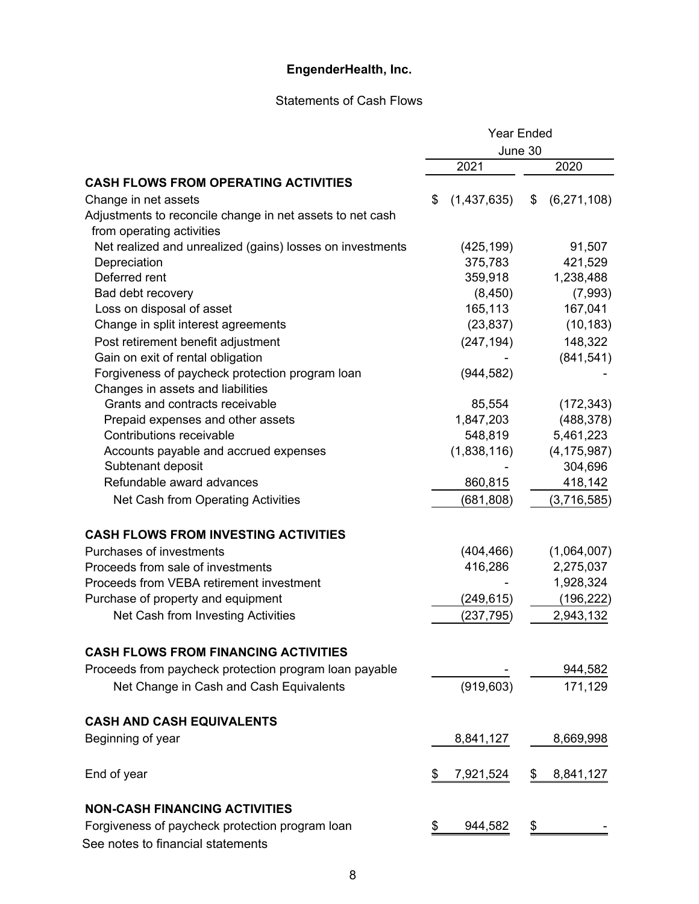# EngenderHealth, Inc.

## Statements of Cash Flows

| | Year Ended June 30 | |
|---|---|---|
| | 2021 | 2020 |
| **CASH FLOWS FROM OPERATING ACTIVITIES** | | |
| Change in net assets | $ (1,437,635) | $ (6,271,108) |
| Adjustments to reconcile change in net assets to net cash from operating activities | | |
| Net realized and unrealized (gains) losses on investments | (425,199) | 91,507 |
| Depreciation | 375,783 | 421,529 |
| Deferred rent | 359,918 | 1,238,488 |
| Bad debt recovery | (8,450) | (7,993) |
| Loss on disposal of asset | 165,113 | 167,041 |
| Change in split interest agreements | (23,837) | (10,183) |
| Post retirement benefit adjustment | (247,194) | 148,322 |
| Gain on exit of rental obligation | - | (841,541) |
| Forgiveness of paycheck protection program loan | (944,582) | - |
| Changes in assets and liabilities | | |
| Grants and contracts receivable | 85,554 | (172,343) |
| Prepaid expenses and other assets | 1,847,203 | (488,378) |
| Contributions receivable | 548,819 | 5,461,223 |
| Accounts payable and accrued expenses | (1,838,116) | (4,175,987) |
| Subtenant deposit | - | 304,696 |
| Refundable award advances | 860,815 | 418,142 |
| Net Cash from Operating Activities | (681,808) | (3,716,585) |
| **CASH FLOWS FROM INVESTING ACTIVITIES** | | |
| Purchases of investments | (404,466) | (1,064,007) |
| Proceeds from sale of investments | 416,286 | 2,275,037 |
| Proceeds from VEBA retirement investment | - | 1,928,324 |
| Purchase of property and equipment | (249,615) | (196,222) |
| Net Cash from Investing Activities | (237,795) | 2,943,132 |
| **CASH FLOWS FROM FINANCING ACTIVITIES** | | |
| Proceeds from paycheck protection program loan payable | - | 944,582 |
| Net Change in Cash and Cash Equivalents | (919,603) | 171,129 |
| **CASH AND CASH EQUIVALENTS** | | |
| Beginning of year | 8,841,127 | 8,669,998 |
| End of year | $ 7,921,524 | $ 8,841,127 |
| **NON-CASH FINANCING ACTIVITIES** | | |
| Forgiveness of paycheck protection program loan | $ 944,582 | $ - |

See notes to financial statements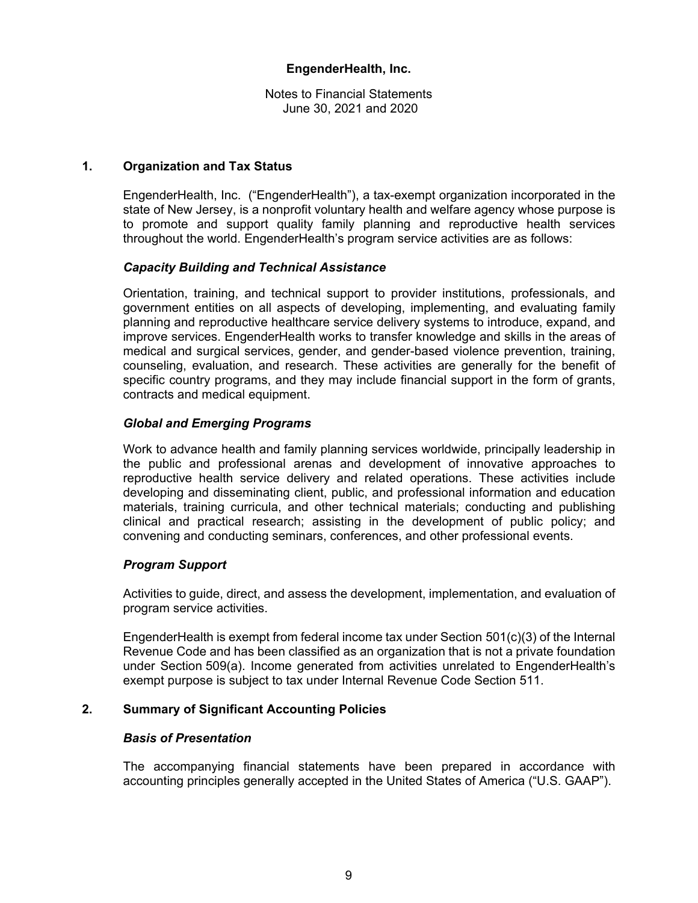**EngenderHealth, Inc.**

Notes to Financial Statements
June 30, 2021 and 2020

## 1. Organization and Tax Status

EngenderHealth, Inc. ("EngenderHealth"), a tax-exempt organization incorporated in the state of New Jersey, is a nonprofit voluntary health and welfare agency whose purpose is to promote and support quality family planning and reproductive health services throughout the world. EngenderHealth's program service activities are as follows:

### *Capacity Building and Technical Assistance*

Orientation, training, and technical support to provider institutions, professionals, and government entities on all aspects of developing, implementing, and evaluating family planning and reproductive healthcare service delivery systems to introduce, expand, and improve services. EngenderHealth works to transfer knowledge and skills in the areas of medical and surgical services, gender, and gender-based violence prevention, training, counseling, evaluation, and research. These activities are generally for the benefit of specific country programs, and they may include financial support in the form of grants, contracts and medical equipment.

### *Global and Emerging Programs*

Work to advance health and family planning services worldwide, principally leadership in the public and professional arenas and development of innovative approaches to reproductive health service delivery and related operations. These activities include developing and disseminating client, public, and professional information and education materials, training curricula, and other technical materials; conducting and publishing clinical and practical research; assisting in the development of public policy; and convening and conducting seminars, conferences, and other professional events.

### *Program Support*

Activities to guide, direct, and assess the development, implementation, and evaluation of program service activities.

EngenderHealth is exempt from federal income tax under Section 501(c)(3) of the Internal Revenue Code and has been classified as an organization that is not a private foundation under Section 509(a). Income generated from activities unrelated to EngenderHealth's exempt purpose is subject to tax under Internal Revenue Code Section 511.

## 2. Summary of Significant Accounting Policies

### *Basis of Presentation*

The accompanying financial statements have been prepared in accordance with accounting principles generally accepted in the United States of America ("U.S. GAAP").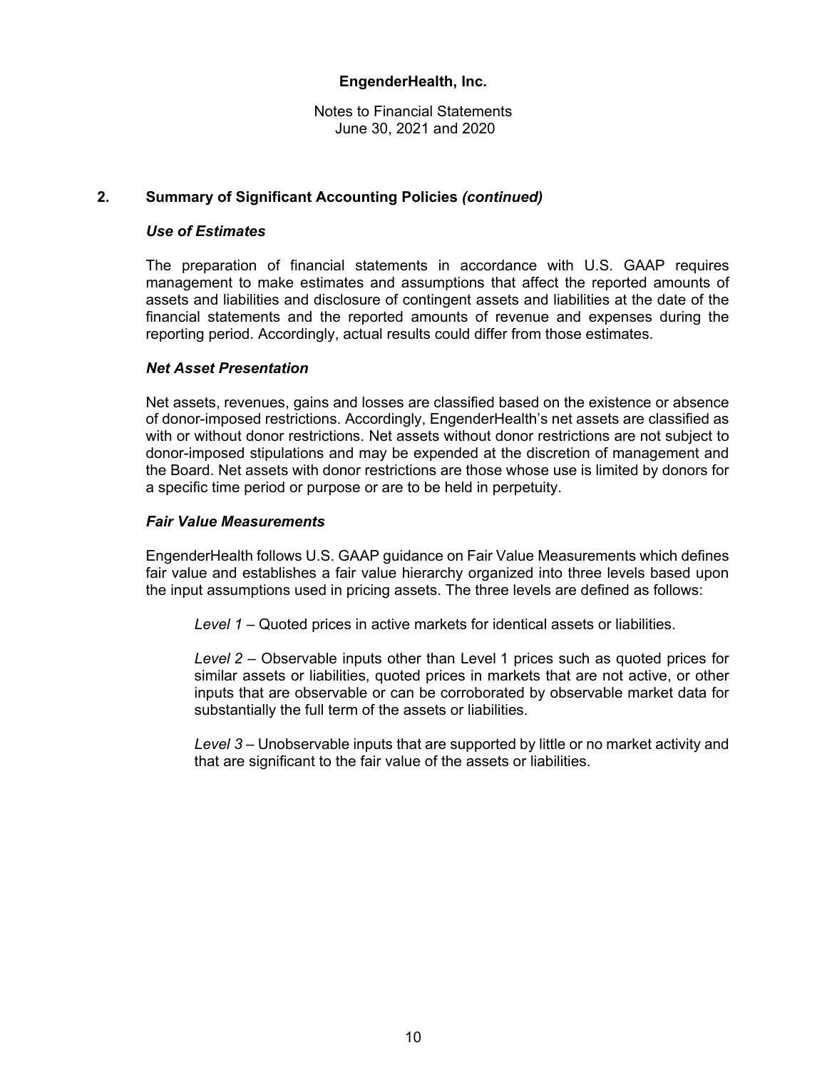## 2. Summary of Significant Accounting Policies *(continued)*

### *Use of Estimates*

The preparation of financial statements in accordance with U.S. GAAP requires management to make estimates and assumptions that affect the reported amounts of assets and liabilities and disclosure of contingent assets and liabilities at the date of the financial statements and the reported amounts of revenue and expenses during the reporting period. Accordingly, actual results could differ from those estimates.

### *Net Asset Presentation*

Net assets, revenues, gains and losses are classified based on the existence or absence of donor-imposed restrictions. Accordingly, EngenderHealth's net assets are classified as with or without donor restrictions. Net assets without donor restrictions are not subject to donor-imposed stipulations and may be expended at the discretion of management and the Board. Net assets with donor restrictions are those whose use is limited by donors for a specific time period or purpose or are to be held in perpetuity.

### *Fair Value Measurements*

EngenderHealth follows U.S. GAAP guidance on Fair Value Measurements which defines fair value and establishes a fair value hierarchy organized into three levels based upon the input assumptions used in pricing assets. The three levels are defined as follows:

*Level 1* – Quoted prices in active markets for identical assets or liabilities.

*Level 2* – Observable inputs other than Level 1 prices such as quoted prices for similar assets or liabilities, quoted prices in markets that are not active, or other inputs that are observable or can be corroborated by observable market data for substantially the full term of the assets or liabilities.

*Level 3* – Unobservable inputs that are supported by little or no market activity and that are significant to the fair value of the assets or liabilities.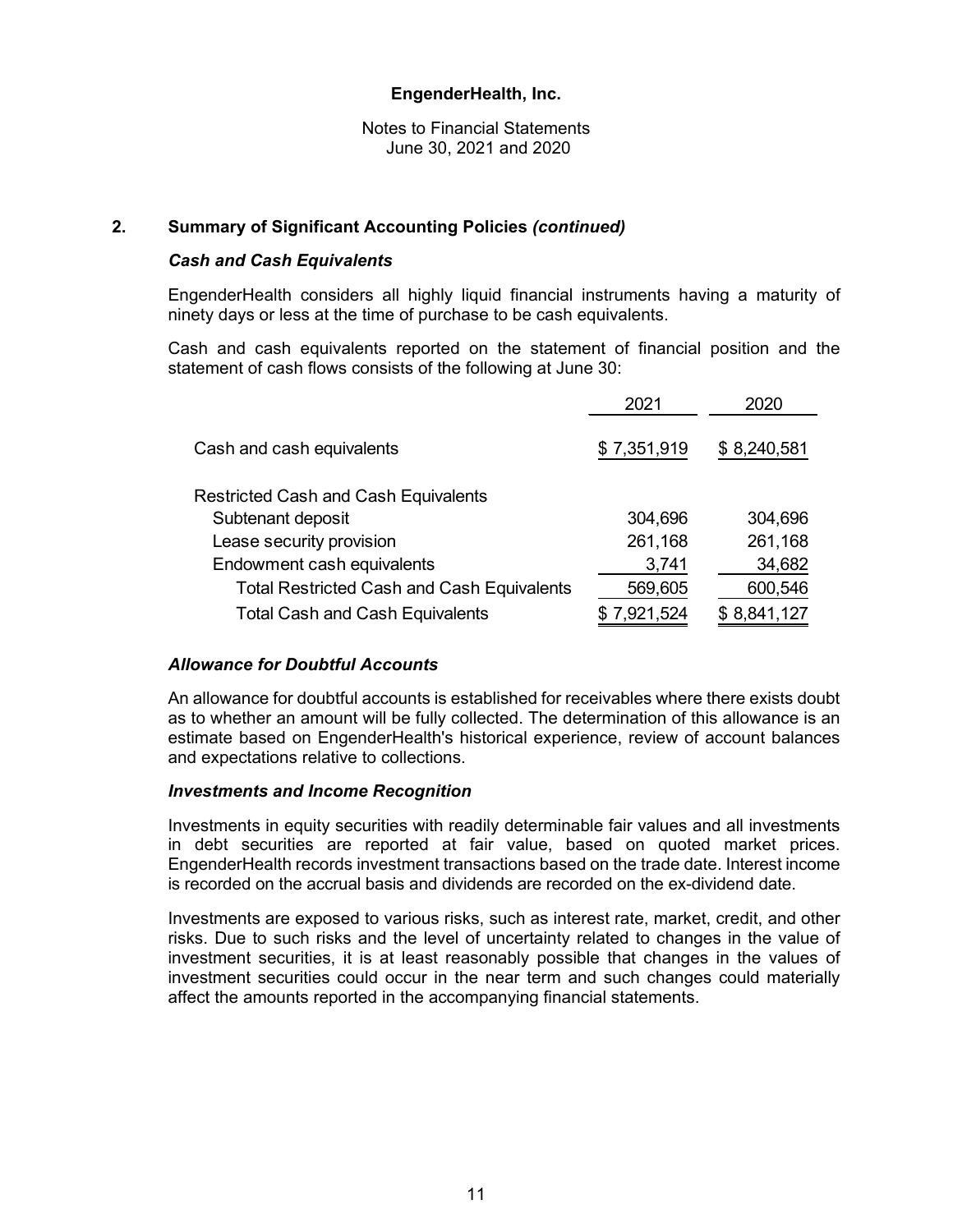## 2. Summary of Significant Accounting Policies *(continued)*

### *Cash and Cash Equivalents*

EngenderHealth considers all highly liquid financial instruments having a maturity of ninety days or less at the time of purchase to be cash equivalents.

Cash and cash equivalents reported on the statement of financial position and the statement of cash flows consists of the following at June 30:

| | 2021 | 2020 |
|---|---|---|
| Cash and cash equivalents | $ 7,351,919 | $ 8,240,581 |
| Restricted Cash and Cash Equivalents | | |
| Subtenant deposit | 304,696 | 304,696 |
| Lease security provision | 261,168 | 261,168 |
| Endowment cash equivalents | 3,741 | 34,682 |
| Total Restricted Cash and Cash Equivalents | 569,605 | 600,546 |
| Total Cash and Cash Equivalents | $ 7,921,524 | $ 8,841,127 |

### *Allowance for Doubtful Accounts*

An allowance for doubtful accounts is established for receivables where there exists doubt as to whether an amount will be fully collected. The determination of this allowance is an estimate based on EngenderHealth's historical experience, review of account balances and expectations relative to collections.

### *Investments and Income Recognition*

Investments in equity securities with readily determinable fair values and all investments in debt securities are reported at fair value, based on quoted market prices. EngenderHealth records investment transactions based on the trade date. Interest income is recorded on the accrual basis and dividends are recorded on the ex-dividend date.

Investments are exposed to various risks, such as interest rate, market, credit, and other risks. Due to such risks and the level of uncertainty related to changes in the value of investment securities, it is at least reasonably possible that changes in the values of investment securities could occur in the near term and such changes could materially affect the amounts reported in the accompanying financial statements.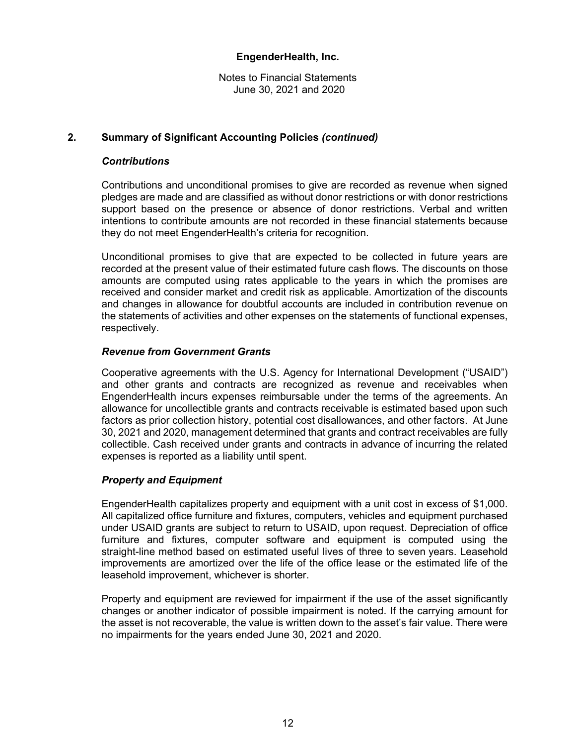## 2. Summary of Significant Accounting Policies *(continued)*

### *Contributions*

Contributions and unconditional promises to give are recorded as revenue when signed pledges are made and are classified as without donor restrictions or with donor restrictions support based on the presence or absence of donor restrictions. Verbal and written intentions to contribute amounts are not recorded in these financial statements because they do not meet EngenderHealth's criteria for recognition.

Unconditional promises to give that are expected to be collected in future years are recorded at the present value of their estimated future cash flows. The discounts on those amounts are computed using rates applicable to the years in which the promises are received and consider market and credit risk as applicable. Amortization of the discounts and changes in allowance for doubtful accounts are included in contribution revenue on the statements of activities and other expenses on the statements of functional expenses, respectively.

### *Revenue from Government Grants*

Cooperative agreements with the U.S. Agency for International Development ("USAID") and other grants and contracts are recognized as revenue and receivables when EngenderHealth incurs expenses reimbursable under the terms of the agreements. An allowance for uncollectible grants and contracts receivable is estimated based upon such factors as prior collection history, potential cost disallowances, and other factors. At June 30, 2021 and 2020, management determined that grants and contract receivables are fully collectible. Cash received under grants and contracts in advance of incurring the related expenses is reported as a liability until spent.

### *Property and Equipment*

EngenderHealth capitalizes property and equipment with a unit cost in excess of $1,000. All capitalized office furniture and fixtures, computers, vehicles and equipment purchased under USAID grants are subject to return to USAID, upon request. Depreciation of office furniture and fixtures, computer software and equipment is computed using the straight-line method based on estimated useful lives of three to seven years. Leasehold improvements are amortized over the life of the office lease or the estimated life of the leasehold improvement, whichever is shorter.

Property and equipment are reviewed for impairment if the use of the asset significantly changes or another indicator of possible impairment is noted. If the carrying amount for the asset is not recoverable, the value is written down to the asset's fair value. There were no impairments for the years ended June 30, 2021 and 2020.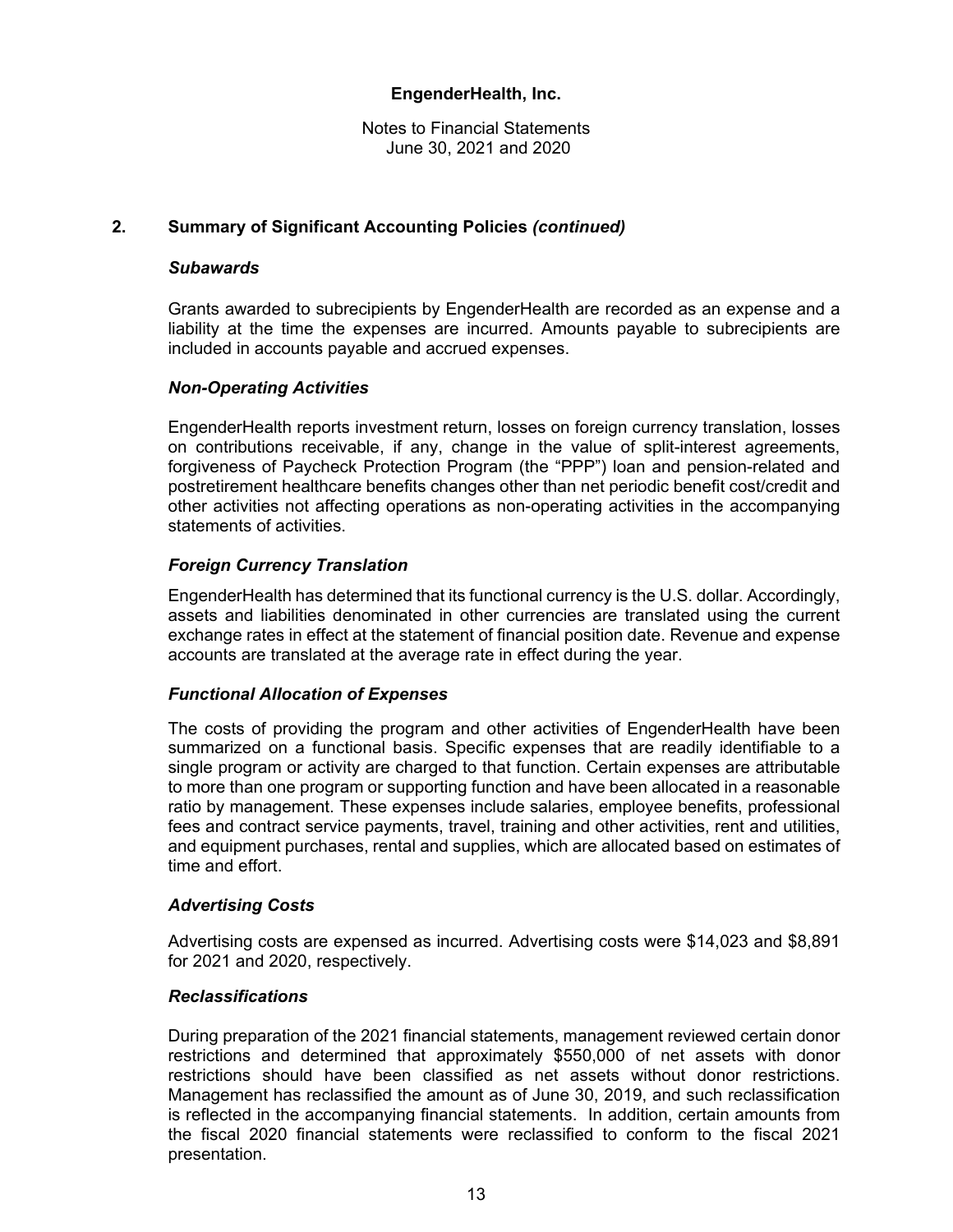## 2. Summary of Significant Accounting Policies *(continued)*

### *Subawards*

Grants awarded to subrecipients by EngenderHealth are recorded as an expense and a liability at the time the expenses are incurred. Amounts payable to subrecipients are included in accounts payable and accrued expenses.

### *Non-Operating Activities*

EngenderHealth reports investment return, losses on foreign currency translation, losses on contributions receivable, if any, change in the value of split-interest agreements, forgiveness of Paycheck Protection Program (the "PPP") loan and pension-related and postretirement healthcare benefits changes other than net periodic benefit cost/credit and other activities not affecting operations as non-operating activities in the accompanying statements of activities.

### *Foreign Currency Translation*

EngenderHealth has determined that its functional currency is the U.S. dollar. Accordingly, assets and liabilities denominated in other currencies are translated using the current exchange rates in effect at the statement of financial position date. Revenue and expense accounts are translated at the average rate in effect during the year.

### *Functional Allocation of Expenses*

The costs of providing the program and other activities of EngenderHealth have been summarized on a functional basis. Specific expenses that are readily identifiable to a single program or activity are charged to that function. Certain expenses are attributable to more than one program or supporting function and have been allocated in a reasonable ratio by management. These expenses include salaries, employee benefits, professional fees and contract service payments, travel, training and other activities, rent and utilities, and equipment purchases, rental and supplies, which are allocated based on estimates of time and effort.

### *Advertising Costs*

Advertising costs are expensed as incurred. Advertising costs were $14,023 and $8,891 for 2021 and 2020, respectively.

### *Reclassifications*

During preparation of the 2021 financial statements, management reviewed certain donor restrictions and determined that approximately $550,000 of net assets with donor restrictions should have been classified as net assets without donor restrictions. Management has reclassified the amount as of June 30, 2019, and such reclassification is reflected in the accompanying financial statements. In addition, certain amounts from the fiscal 2020 financial statements were reclassified to conform to the fiscal 2021 presentation.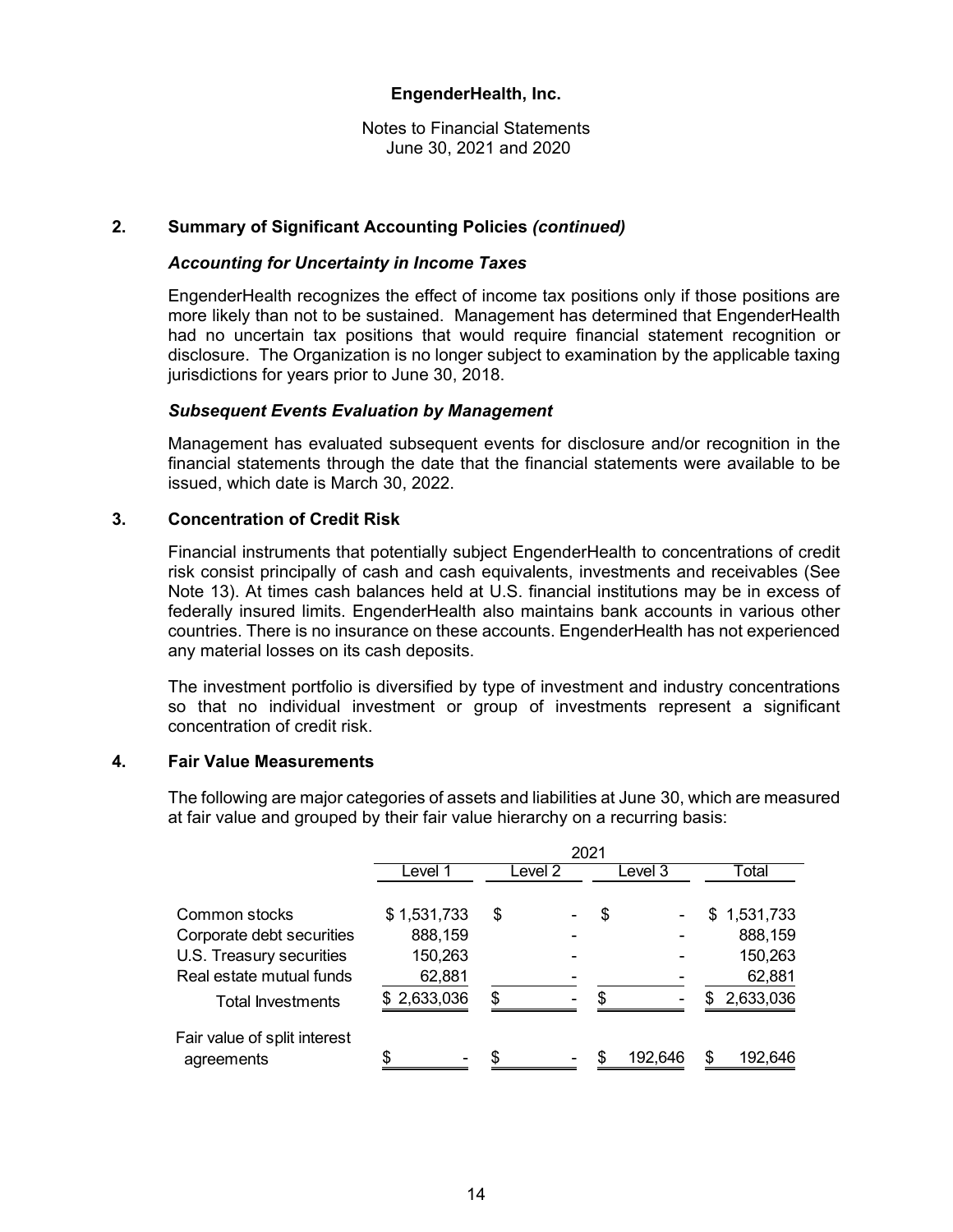## 2. Summary of Significant Accounting Policies *(continued)*

### *Accounting for Uncertainty in Income Taxes*

EngenderHealth recognizes the effect of income tax positions only if those positions are more likely than not to be sustained. Management has determined that EngenderHealth had no uncertain tax positions that would require financial statement recognition or disclosure. The Organization is no longer subject to examination by the applicable taxing jurisdictions for years prior to June 30, 2018.

### *Subsequent Events Evaluation by Management*

Management has evaluated subsequent events for disclosure and/or recognition in the financial statements through the date that the financial statements were available to be issued, which date is March 30, 2022.

## 3. Concentration of Credit Risk

Financial instruments that potentially subject EngenderHealth to concentrations of credit risk consist principally of cash and cash equivalents, investments and receivables (See Note 13). At times cash balances held at U.S. financial institutions may be in excess of federally insured limits. EngenderHealth also maintains bank accounts in various other countries. There is no insurance on these accounts. EngenderHealth has not experienced any material losses on its cash deposits.

The investment portfolio is diversified by type of investment and industry concentrations so that no individual investment or group of investments represent a significant concentration of credit risk.

## 4. Fair Value Measurements

The following are major categories of assets and liabilities at June 30, which are measured at fair value and grouped by their fair value hierarchy on a recurring basis:

| | 2021 | | | |
|---|---|---|---|---|
| | Level 1 | Level 2 | Level 3 | Total |
| Common stocks | $ 1,531,733 | $ - | $ - | $ 1,531,733 |
| Corporate debt securities | 888,159 | - | - | 888,159 |
| U.S. Treasury securities | 150,263 | - | - | 150,263 |
| Real estate mutual funds | 62,881 | - | - | 62,881 |
| Total Investments | $ 2,633,036 | $ - | $ - | $ 2,633,036 |
| Fair value of split interest agreements | $ - | $ - | $ 192,646 | $ 192,646 |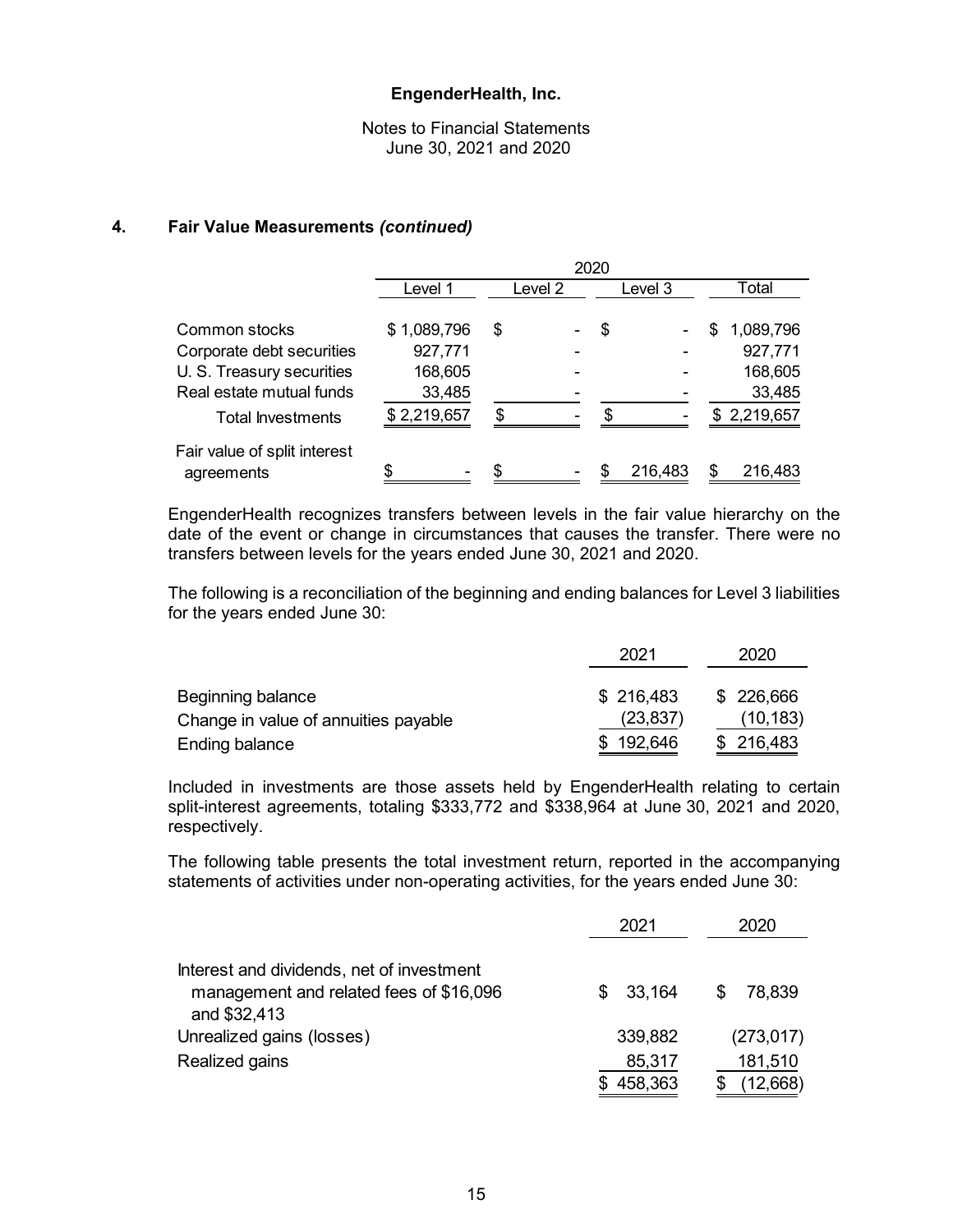## 4. Fair Value Measurements *(continued)*

| | 2020 | | | |
|---|---|---|---|---|
| | Level 1 | Level 2 | Level 3 | Total |
| Common stocks | $ 1,089,796 | $ - | $ - | $ 1,089,796 |
| Corporate debt securities | 927,771 | - | - | 927,771 |
| U. S. Treasury securities | 168,605 | - | - | 168,605 |
| Real estate mutual funds | 33,485 | - | - | 33,485 |
| Total Investments | $ 2,219,657 | $ - | $ - | $ 2,219,657 |
| Fair value of split interest agreements | $ - | $ - | $ 216,483 | $ 216,483 |

EngenderHealth recognizes transfers between levels in the fair value hierarchy on the date of the event or change in circumstances that causes the transfer. There were no transfers between levels for the years ended June 30, 2021 and 2020.

The following is a reconciliation of the beginning and ending balances for Level 3 liabilities for the years ended June 30:

| | 2021 | 2020 |
|---|---|---|
| Beginning balance | $ 216,483 | $ 226,666 |
| Change in value of annuities payable | (23,837) | (10,183) |
| Ending balance | $ 192,646 | $ 216,483 |

Included in investments are those assets held by EngenderHealth relating to certain split-interest agreements, totaling $333,772 and $338,964 at June 30, 2021 and 2020, respectively.

The following table presents the total investment return, reported in the accompanying statements of activities under non-operating activities, for the years ended June 30:

| | 2021 | 2020 |
|---|---|---|
| Interest and dividends, net of investment management and related fees of $16,096 and $32,413 | $ 33,164 | $ 78,839 |
| Unrealized gains (losses) | 339,882 | (273,017) |
| Realized gains | 85,317 | 181,510 |
| | $ 458,363 | $ (12,668) |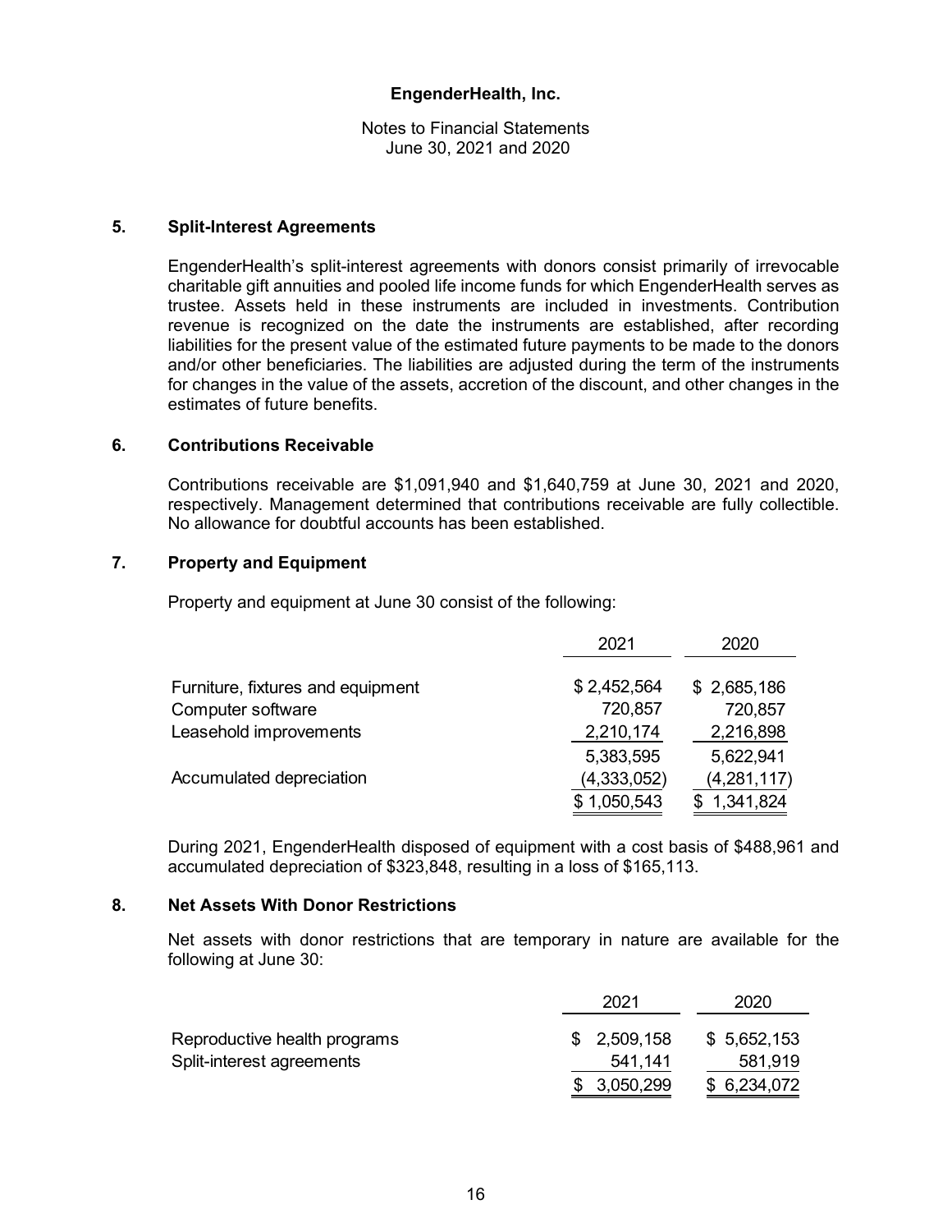# EngenderHealth, Inc.

Notes to Financial Statements
June 30, 2021 and 2020

## 5. Split-Interest Agreements

EngenderHealth's split-interest agreements with donors consist primarily of irrevocable charitable gift annuities and pooled life income funds for which EngenderHealth serves as trustee. Assets held in these instruments are included in investments. Contribution revenue is recognized on the date the instruments are established, after recording liabilities for the present value of the estimated future payments to be made to the donors and/or other beneficiaries. The liabilities are adjusted during the term of the instruments for changes in the value of the assets, accretion of the discount, and other changes in the estimates of future benefits.

## 6. Contributions Receivable

Contributions receivable are $1,091,940 and $1,640,759 at June 30, 2021 and 2020, respectively. Management determined that contributions receivable are fully collectible. No allowance for doubtful accounts has been established.

## 7. Property and Equipment

Property and equipment at June 30 consist of the following:

| | 2021 | 2020 |
|---|---|---|
| Furniture, fixtures and equipment | $ 2,452,564 | $ 2,685,186 |
| Computer software | 720,857 | 720,857 |
| Leasehold improvements | 2,210,174 | 2,216,898 |
| | 5,383,595 | 5,622,941 |
| Accumulated depreciation | (4,333,052) | (4,281,117) |
| | $ 1,050,543 | $ 1,341,824 |

During 2021, EngenderHealth disposed of equipment with a cost basis of $488,961 and accumulated depreciation of $323,848, resulting in a loss of $165,113.

## 8. Net Assets With Donor Restrictions

Net assets with donor restrictions that are temporary in nature are available for the following at June 30:

| | 2021 | 2020 |
|---|---|---|
| Reproductive health programs | $ 2,509,158 | $ 5,652,153 |
| Split-interest agreements | 541,141 | 581,919 |
| | $ 3,050,299 | $ 6,234,072 |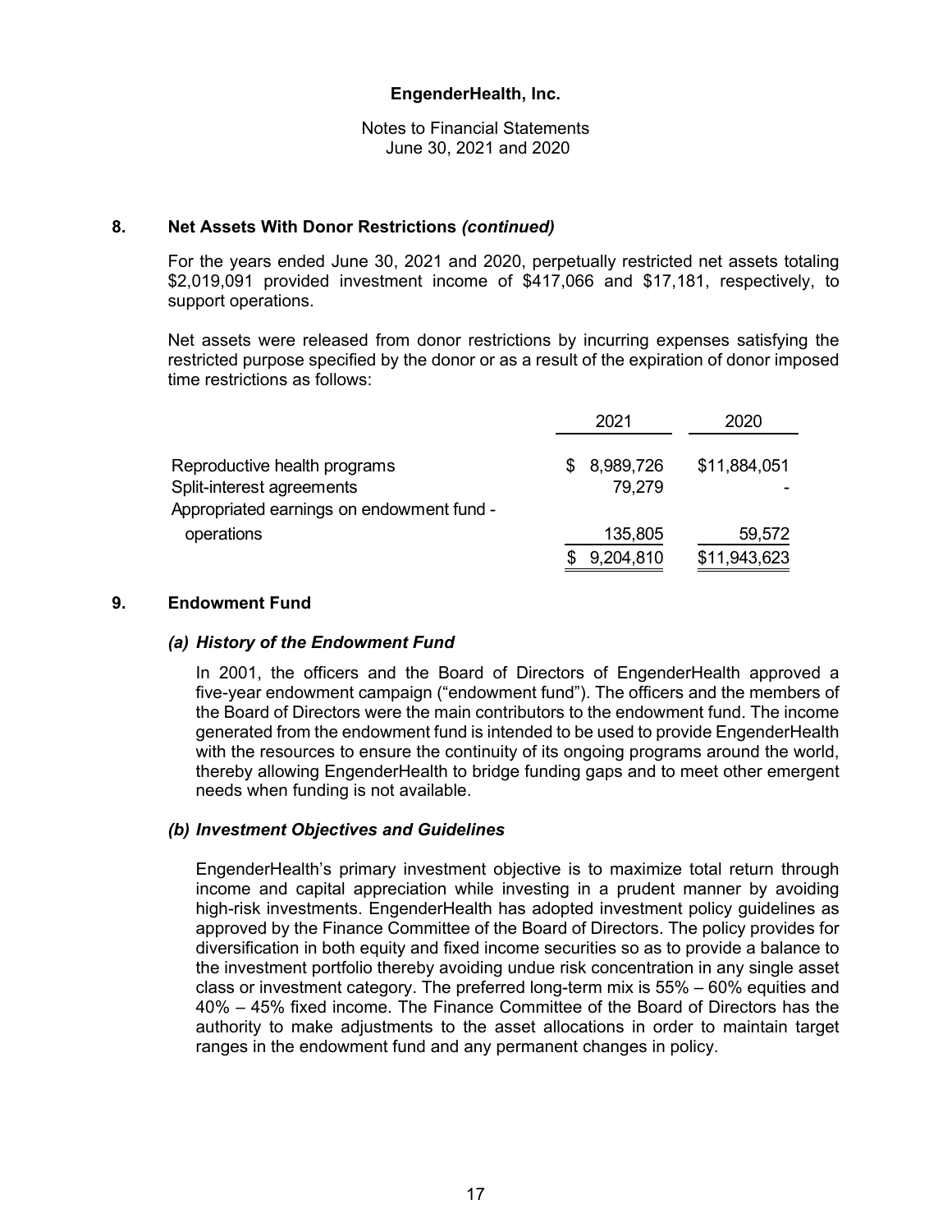## 8. Net Assets With Donor Restrictions *(continued)*

For the years ended June 30, 2021 and 2020, perpetually restricted net assets totaling $2,019,091 provided investment income of $417,066 and $17,181, respectively, to support operations.

Net assets were released from donor restrictions by incurring expenses satisfying the restricted purpose specified by the donor or as a result of the expiration of donor imposed time restrictions as follows:

| | 2021 | 2020 |
|---|---|---|
| Reproductive health programs | $ 8,989,726 | $11,884,051 |
| Split-interest agreements | 79,279 | - |
| Appropriated earnings on endowment fund - operations | 135,805 | 59,572 |
| | $ 9,204,810 | $11,943,623 |

## 9. Endowment Fund

### *(a) History of the Endowment Fund*

In 2001, the officers and the Board of Directors of EngenderHealth approved a five-year endowment campaign ("endowment fund"). The officers and the members of the Board of Directors were the main contributors to the endowment fund. The income generated from the endowment fund is intended to be used to provide EngenderHealth with the resources to ensure the continuity of its ongoing programs around the world, thereby allowing EngenderHealth to bridge funding gaps and to meet other emergent needs when funding is not available.

### *(b) Investment Objectives and Guidelines*

EngenderHealth's primary investment objective is to maximize total return through income and capital appreciation while investing in a prudent manner by avoiding high-risk investments. EngenderHealth has adopted investment policy guidelines as approved by the Finance Committee of the Board of Directors. The policy provides for diversification in both equity and fixed income securities so as to provide a balance to the investment portfolio thereby avoiding undue risk concentration in any single asset class or investment category. The preferred long-term mix is 55% – 60% equities and 40% – 45% fixed income. The Finance Committee of the Board of Directors has the authority to make adjustments to the asset allocations in order to maintain target ranges in the endowment fund and any permanent changes in policy.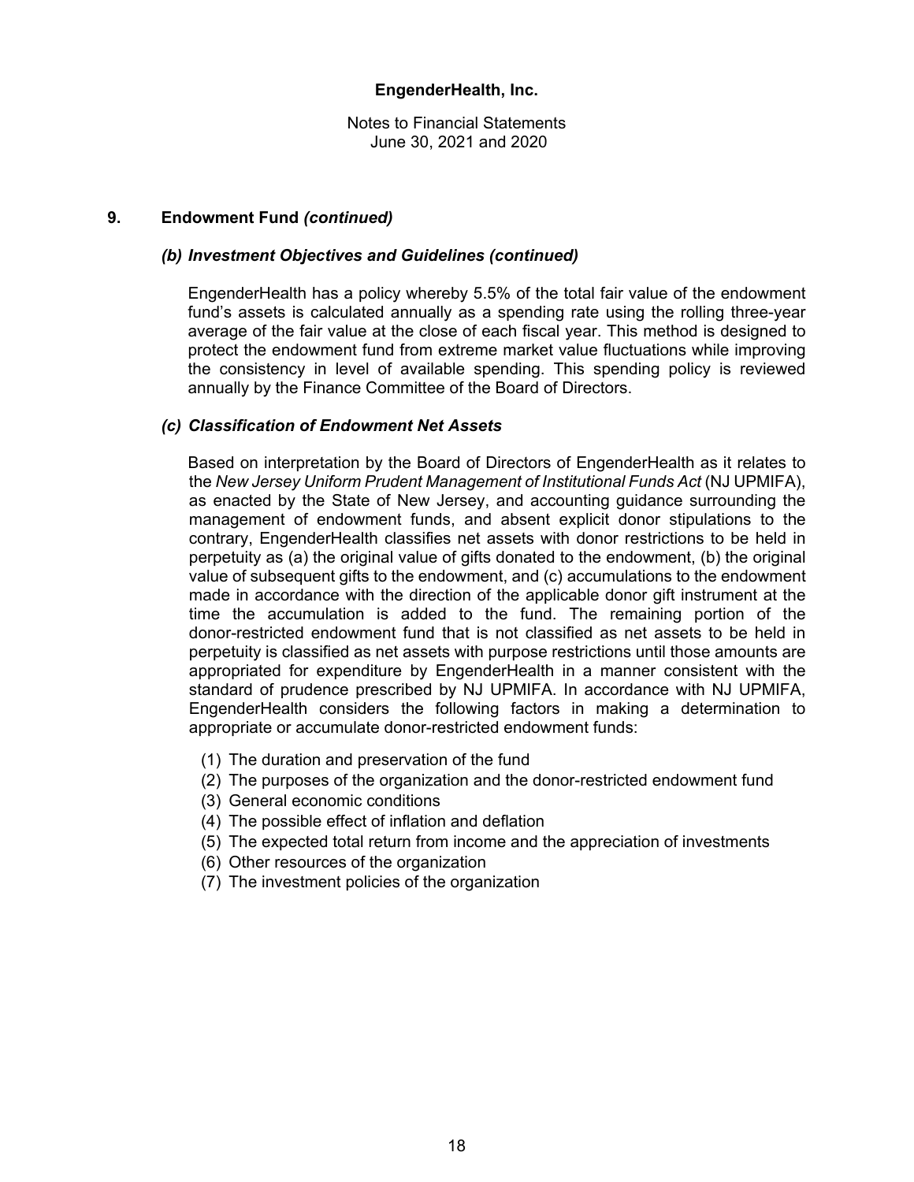## 9. Endowment Fund *(continued)*

### *(b) Investment Objectives and Guidelines (continued)*

EngenderHealth has a policy whereby 5.5% of the total fair value of the endowment fund's assets is calculated annually as a spending rate using the rolling three-year average of the fair value at the close of each fiscal year. This method is designed to protect the endowment fund from extreme market value fluctuations while improving the consistency in level of available spending. This spending policy is reviewed annually by the Finance Committee of the Board of Directors.

### *(c) Classification of Endowment Net Assets*

Based on interpretation by the Board of Directors of EngenderHealth as it relates to the *New Jersey Uniform Prudent Management of Institutional Funds Act* (NJ UPMIFA), as enacted by the State of New Jersey, and accounting guidance surrounding the management of endowment funds, and absent explicit donor stipulations to the contrary, EngenderHealth classifies net assets with donor restrictions to be held in perpetuity as (a) the original value of gifts donated to the endowment, (b) the original value of subsequent gifts to the endowment, and (c) accumulations to the endowment made in accordance with the direction of the applicable donor gift instrument at the time the accumulation is added to the fund. The remaining portion of the donor-restricted endowment fund that is not classified as net assets to be held in perpetuity is classified as net assets with purpose restrictions until those amounts are appropriated for expenditure by EngenderHealth in a manner consistent with the standard of prudence prescribed by NJ UPMIFA. In accordance with NJ UPMIFA, EngenderHealth considers the following factors in making a determination to appropriate or accumulate donor-restricted endowment funds:

(1) The duration and preservation of the fund
(2) The purposes of the organization and the donor-restricted endowment fund
(3) General economic conditions
(4) The possible effect of inflation and deflation
(5) The expected total return from income and the appreciation of investments
(6) Other resources of the organization
(7) The investment policies of the organization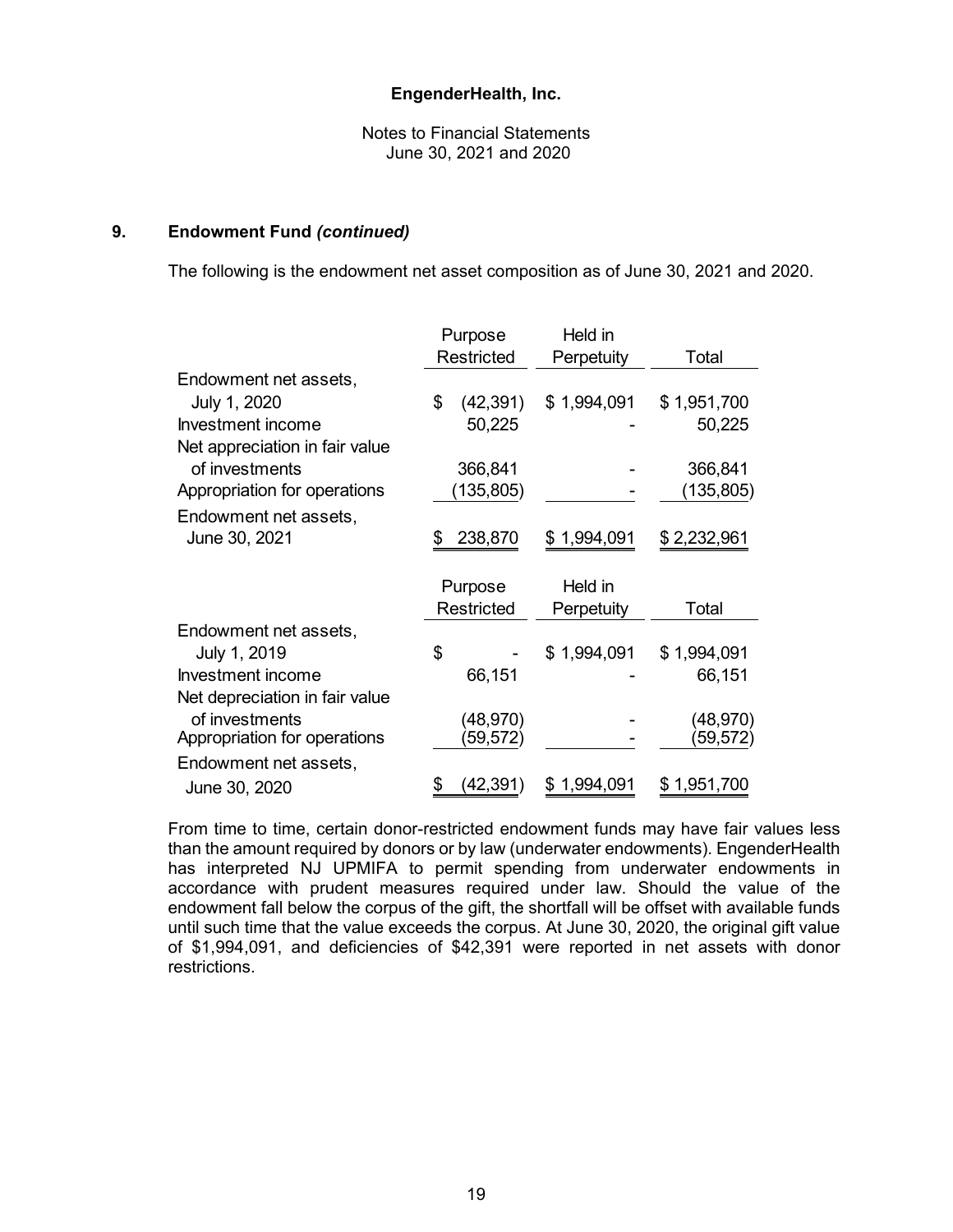EngenderHealth, Inc.

Notes to Financial Statements
June 30, 2021 and 2020

## 9. Endowment Fund *(continued)*

The following is the endowment net asset composition as of June 30, 2021 and 2020.

| | Purpose Restricted | Held in Perpetuity | Total |
|---|---|---|---|
| Endowment net assets, July 1, 2020 | $ (42,391) | $ 1,994,091 | $ 1,951,700 |
| Investment income | 50,225 | - | 50,225 |
| Net appreciation in fair value of investments | 366,841 | - | 366,841 |
| Appropriation for operations | (135,805) | - | (135,805) |
| Endowment net assets, June 30, 2021 | $ 238,870 | $ 1,994,091 | $ 2,232,961 |

| | Purpose Restricted | Held in Perpetuity | Total |
|---|---|---|---|
| Endowment net assets, July 1, 2019 | $ - | $ 1,994,091 | $ 1,994,091 |
| Investment income | 66,151 | - | 66,151 |
| Net depreciation in fair value of investments | (48,970) | - | (48,970) |
| Appropriation for operations | (59,572) | - | (59,572) |
| Endowment net assets, June 30, 2020 | $ (42,391) | $ 1,994,091 | $ 1,951,700 |

From time to time, certain donor-restricted endowment funds may have fair values less than the amount required by donors or by law (underwater endowments). EngenderHealth has interpreted NJ UPMIFA to permit spending from underwater endowments in accordance with prudent measures required under law. Should the value of the endowment fall below the corpus of the gift, the shortfall will be offset with available funds until such time that the value exceeds the corpus. At June 30, 2020, the original gift value of $1,994,091, and deficiencies of $42,391 were reported in net assets with donor restrictions.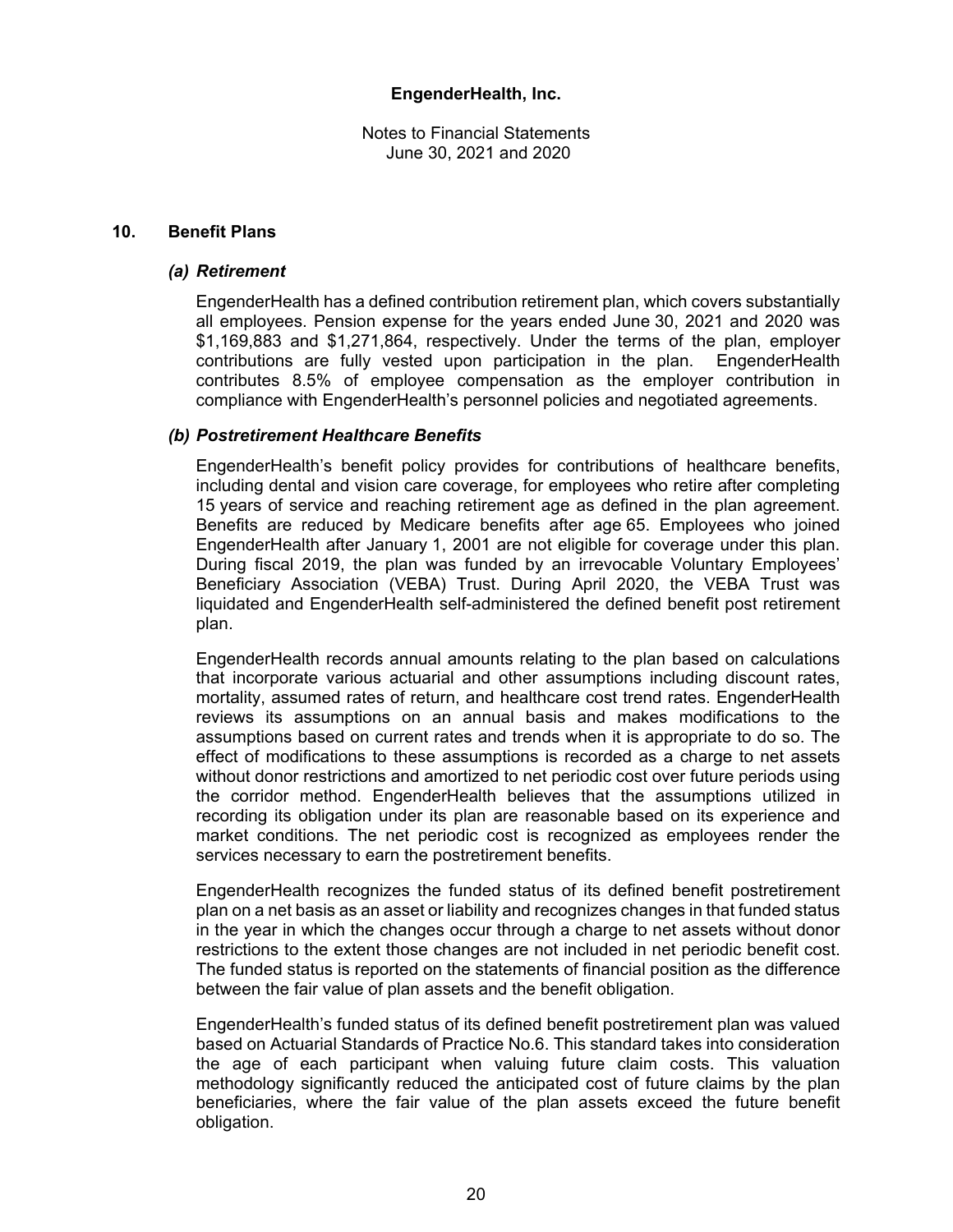## 10. Benefit Plans

### *(a) Retirement*

EngenderHealth has a defined contribution retirement plan, which covers substantially all employees. Pension expense for the years ended June 30, 2021 and 2020 was $1,169,883 and $1,271,864, respectively. Under the terms of the plan, employer contributions are fully vested upon participation in the plan. EngenderHealth contributes 8.5% of employee compensation as the employer contribution in compliance with EngenderHealth's personnel policies and negotiated agreements.

### *(b) Postretirement Healthcare Benefits*

EngenderHealth's benefit policy provides for contributions of healthcare benefits, including dental and vision care coverage, for employees who retire after completing 15 years of service and reaching retirement age as defined in the plan agreement. Benefits are reduced by Medicare benefits after age 65. Employees who joined EngenderHealth after January 1, 2001 are not eligible for coverage under this plan. During fiscal 2019, the plan was funded by an irrevocable Voluntary Employees' Beneficiary Association (VEBA) Trust. During April 2020, the VEBA Trust was liquidated and EngenderHealth self-administered the defined benefit post retirement plan.

EngenderHealth records annual amounts relating to the plan based on calculations that incorporate various actuarial and other assumptions including discount rates, mortality, assumed rates of return, and healthcare cost trend rates. EngenderHealth reviews its assumptions on an annual basis and makes modifications to the assumptions based on current rates and trends when it is appropriate to do so. The effect of modifications to these assumptions is recorded as a charge to net assets without donor restrictions and amortized to net periodic cost over future periods using the corridor method. EngenderHealth believes that the assumptions utilized in recording its obligation under its plan are reasonable based on its experience and market conditions. The net periodic cost is recognized as employees render the services necessary to earn the postretirement benefits.

EngenderHealth recognizes the funded status of its defined benefit postretirement plan on a net basis as an asset or liability and recognizes changes in that funded status in the year in which the changes occur through a charge to net assets without donor restrictions to the extent those changes are not included in net periodic benefit cost. The funded status is reported on the statements of financial position as the difference between the fair value of plan assets and the benefit obligation.

EngenderHealth's funded status of its defined benefit postretirement plan was valued based on Actuarial Standards of Practice No.6. This standard takes into consideration the age of each participant when valuing future claim costs. This valuation methodology significantly reduced the anticipated cost of future claims by the plan beneficiaries, where the fair value of the plan assets exceed the future benefit obligation.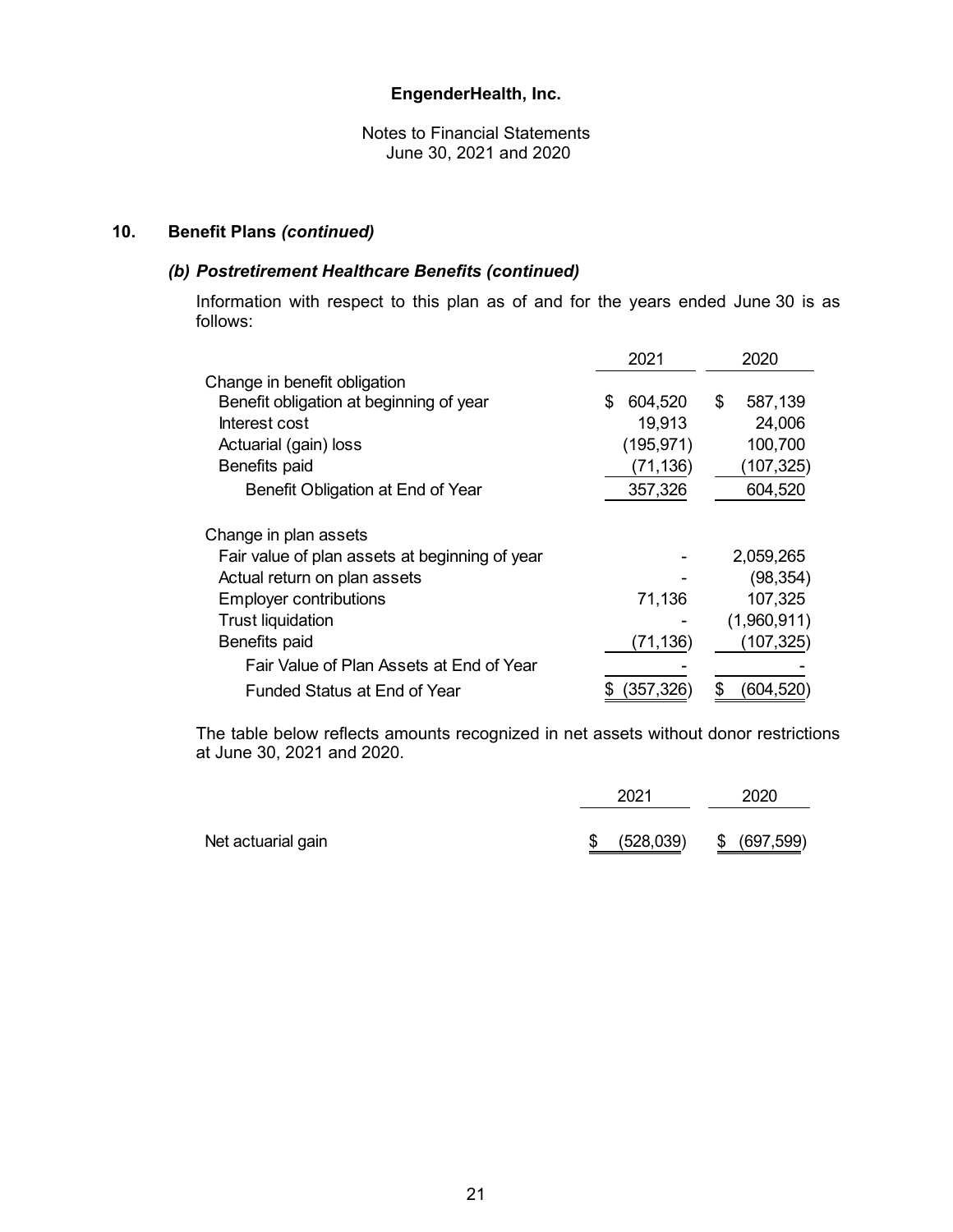## 10. Benefit Plans *(continued)*

### *(b) Postretirement Healthcare Benefits (continued)*

Information with respect to this plan as of and for the years ended June 30 is as follows:

| | 2021 | 2020 |
|---|---|---|
| Change in benefit obligation | | |
| Benefit obligation at beginning of year | $ 604,520 | $ 587,139 |
| Interest cost | 19,913 | 24,006 |
| Actuarial (gain) loss | (195,971) | 100,700 |
| Benefits paid | (71,136) | (107,325) |
| Benefit Obligation at End of Year | 357,326 | 604,520 |
| | | |
| Change in plan assets | | |
| Fair value of plan assets at beginning of year | - | 2,059,265 |
| Actual return on plan assets | - | (98,354) |
| Employer contributions | 71,136 | 107,325 |
| Trust liquidation | - | (1,960,911) |
| Benefits paid | (71,136) | (107,325) |
| Fair Value of Plan Assets at End of Year | - | - |
| Funded Status at End of Year | $ (357,326) | $ (604,520) |

The table below reflects amounts recognized in net assets without donor restrictions at June 30, 2021 and 2020.

| | 2021 | 2020 |
|---|---|---|
| Net actuarial gain | $ (528,039) | $ (697,599) |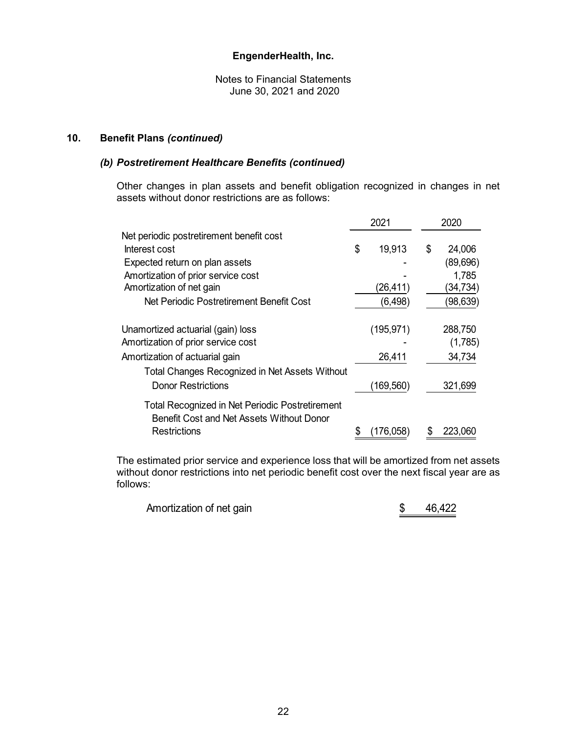**EngenderHealth, Inc.**

Notes to Financial Statements
June 30, 2021 and 2020

## 10. Benefit Plans *(continued)*

### *(b) Postretirement Healthcare Benefits (continued)*

Other changes in plan assets and benefit obligation recognized in changes in net assets without donor restrictions are as follows:

| | 2021 | 2020 |
|---|---|---|
| Net periodic postretirement benefit cost | | |
| Interest cost | $ 19,913 | $ 24,006 |
| Expected return on plan assets | - | (89,696) |
| Amortization of prior service cost | - | 1,785 |
| Amortization of net gain | (26,411) | (34,734) |
| Net Periodic Postretirement Benefit Cost | (6,498) | (98,639) |
| Unamortized actuarial (gain) loss | (195,971) | 288,750 |
| Amortization of prior service cost | - | (1,785) |
| Amortization of actuarial gain | 26,411 | 34,734 |
| Total Changes Recognized in Net Assets Without Donor Restrictions | (169,560) | 321,699 |
| Total Recognized in Net Periodic Postretirement Benefit Cost and Net Assets Without Donor Restrictions | $ (176,058) | $ 223,060 |

The estimated prior service and experience loss that will be amortized from net assets without donor restrictions into net periodic benefit cost over the next fiscal year are as follows:

| | |
|---|---|
| Amortization of net gain | $ 46,422 |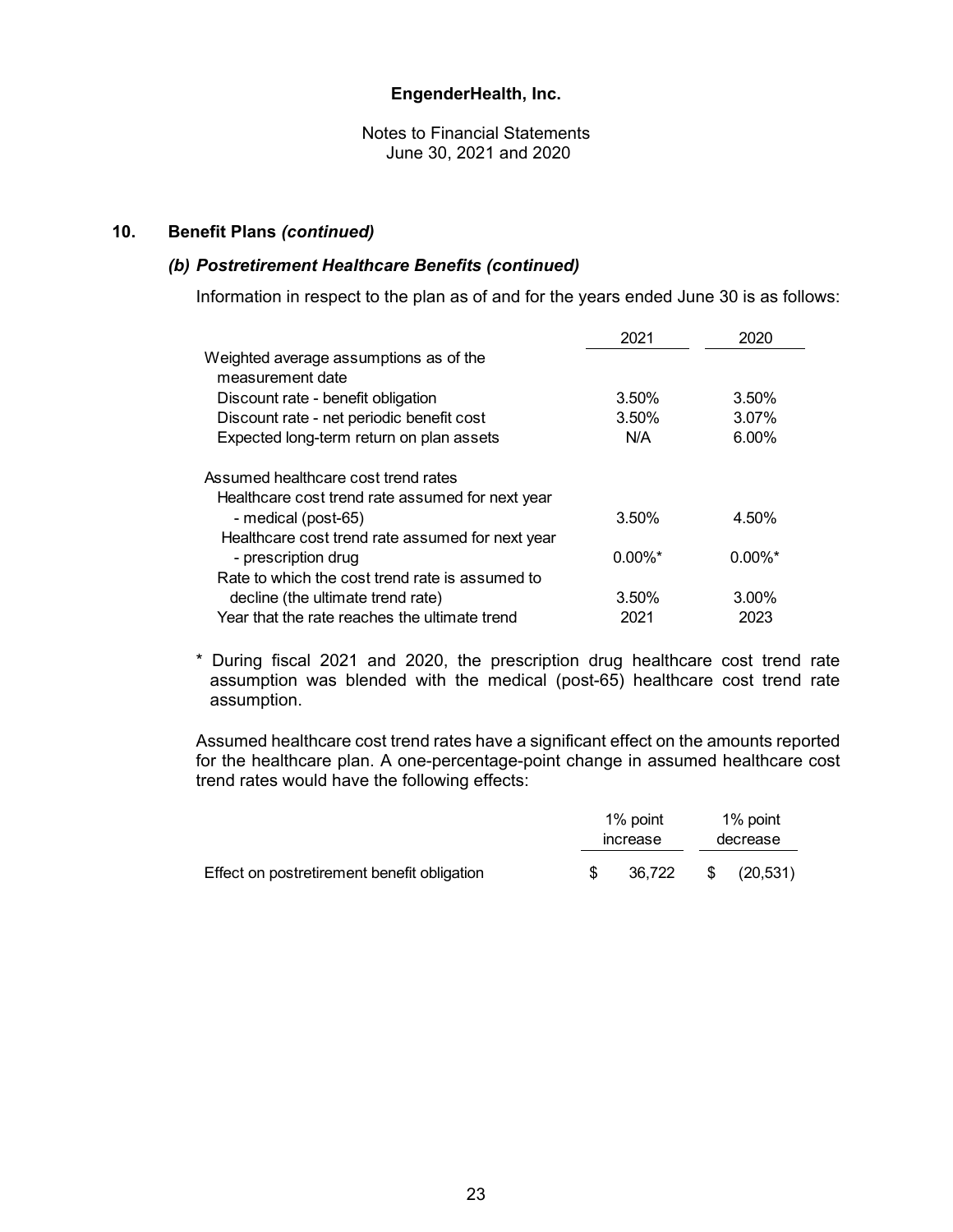**EngenderHealth, Inc.**

Notes to Financial Statements
June 30, 2021 and 2020

## 10. Benefit Plans *(continued)*

### *(b) Postretirement Healthcare Benefits (continued)*

Information in respect to the plan as of and for the years ended June 30 is as follows:

| | 2021 | 2020 |
|---|---|---|
| Weighted average assumptions as of the measurement date | | |
| Discount rate - benefit obligation | 3.50% | 3.50% |
| Discount rate - net periodic benefit cost | 3.50% | 3.07% |
| Expected long-term return on plan assets | N/A | 6.00% |
| Assumed healthcare cost trend rates | | |
| Healthcare cost trend rate assumed for next year - medical (post-65) | 3.50% | 4.50% |
| Healthcare cost trend rate assumed for next year - prescription drug | 0.00%* | 0.00%* |
| Rate to which the cost trend rate is assumed to decline (the ultimate trend rate) | 3.50% | 3.00% |
| Year that the rate reaches the ultimate trend | 2021 | 2023 |

\* During fiscal 2021 and 2020, the prescription drug healthcare cost trend rate assumption was blended with the medical (post-65) healthcare cost trend rate assumption.

Assumed healthcare cost trend rates have a significant effect on the amounts reported for the healthcare plan. A one-percentage-point change in assumed healthcare cost trend rates would have the following effects:

| | 1% point increase | 1% point decrease |
|---|---|---|
| Effect on postretirement benefit obligation | $ 36,722 | $ (20,531) |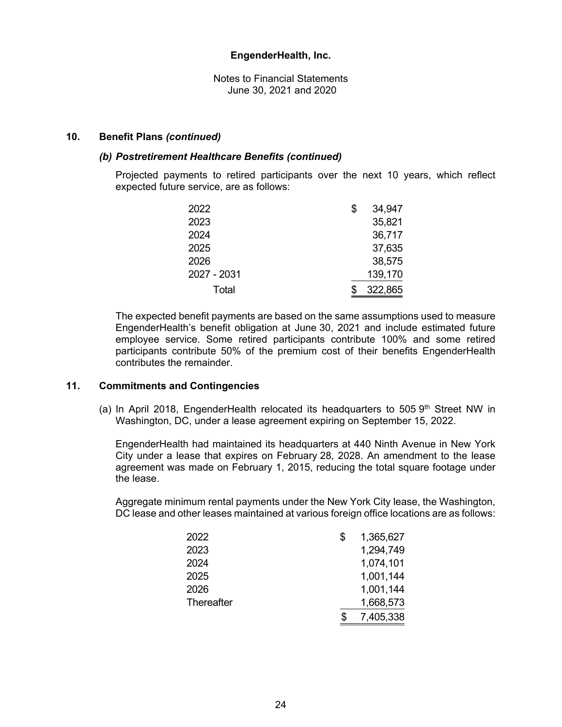# EngenderHealth, Inc.

Notes to Financial Statements
June 30, 2021 and 2020

## 10. Benefit Plans *(continued)*

### *(b) Postretirement Healthcare Benefits (continued)*

Projected payments to retired participants over the next 10 years, which reflect expected future service, are as follows:

| | |
|---|---|
| 2022 | $ 34,947 |
| 2023 | 35,821 |
| 2024 | 36,717 |
| 2025 | 37,635 |
| 2026 | 38,575 |
| 2027 - 2031 | 139,170 |
| Total | $ 322,865 |

The expected benefit payments are based on the same assumptions used to measure EngenderHealth's benefit obligation at June 30, 2021 and include estimated future employee service. Some retired participants contribute 100% and some retired participants contribute 50% of the premium cost of their benefits EngenderHealth contributes the remainder.

## 11. Commitments and Contingencies

(a) In April 2018, EngenderHealth relocated its headquarters to 505 9th Street NW in Washington, DC, under a lease agreement expiring on September 15, 2022.

EngenderHealth had maintained its headquarters at 440 Ninth Avenue in New York City under a lease that expires on February 28, 2028. An amendment to the lease agreement was made on February 1, 2015, reducing the total square footage under the lease.

Aggregate minimum rental payments under the New York City lease, the Washington, DC lease and other leases maintained at various foreign office locations are as follows:

| | |
|---|---|
| 2022 | $ 1,365,627 |
| 2023 | 1,294,749 |
| 2024 | 1,074,101 |
| 2025 | 1,001,144 |
| 2026 | 1,001,144 |
| Thereafter | 1,668,573 |
| | $ 7,405,338 |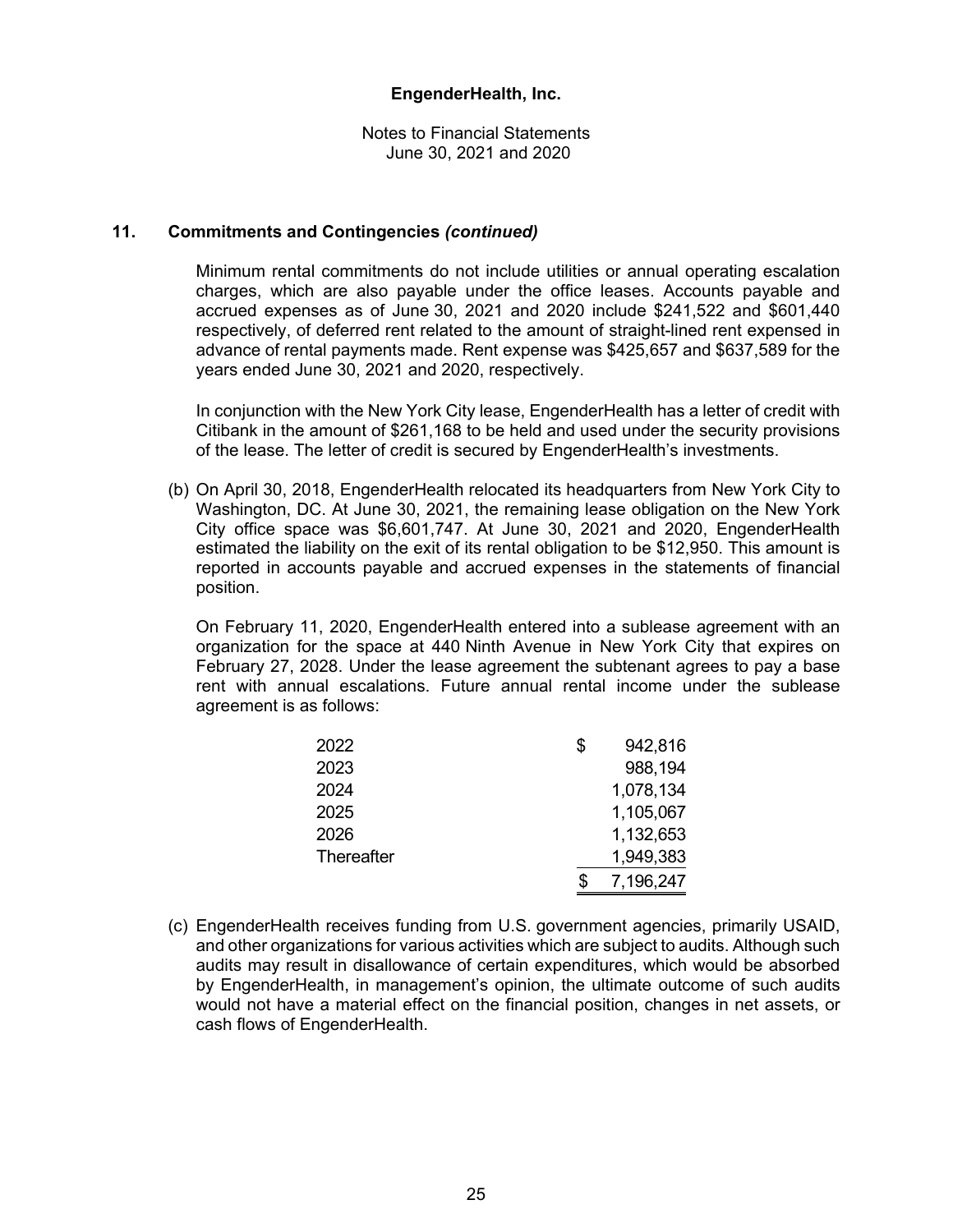## 11. Commitments and Contingencies *(continued)*

Minimum rental commitments do not include utilities or annual operating escalation charges, which are also payable under the office leases. Accounts payable and accrued expenses as of June 30, 2021 and 2020 include $241,522 and $601,440 respectively, of deferred rent related to the amount of straight-lined rent expensed in advance of rental payments made. Rent expense was $425,657 and $637,589 for the years ended June 30, 2021 and 2020, respectively.

In conjunction with the New York City lease, EngenderHealth has a letter of credit with Citibank in the amount of $261,168 to be held and used under the security provisions of the lease. The letter of credit is secured by EngenderHealth's investments.

(b) On April 30, 2018, EngenderHealth relocated its headquarters from New York City to Washington, DC. At June 30, 2021, the remaining lease obligation on the New York City office space was $6,601,747. At June 30, 2021 and 2020, EngenderHealth estimated the liability on the exit of its rental obligation to be $12,950. This amount is reported in accounts payable and accrued expenses in the statements of financial position.

On February 11, 2020, EngenderHealth entered into a sublease agreement with an organization for the space at 440 Ninth Avenue in New York City that expires on February 27, 2028. Under the lease agreement the subtenant agrees to pay a base rent with annual escalations. Future annual rental income under the sublease agreement is as follows:

| | |
|---|---|
| 2022 | $ 942,816 |
| 2023 | 988,194 |
| 2024 | 1,078,134 |
| 2025 | 1,105,067 |
| 2026 | 1,132,653 |
| Thereafter | 1,949,383 |
| | $ 7,196,247 |

(c) EngenderHealth receives funding from U.S. government agencies, primarily USAID, and other organizations for various activities which are subject to audits. Although such audits may result in disallowance of certain expenditures, which would be absorbed by EngenderHealth, in management's opinion, the ultimate outcome of such audits would not have a material effect on the financial position, changes in net assets, or cash flows of EngenderHealth.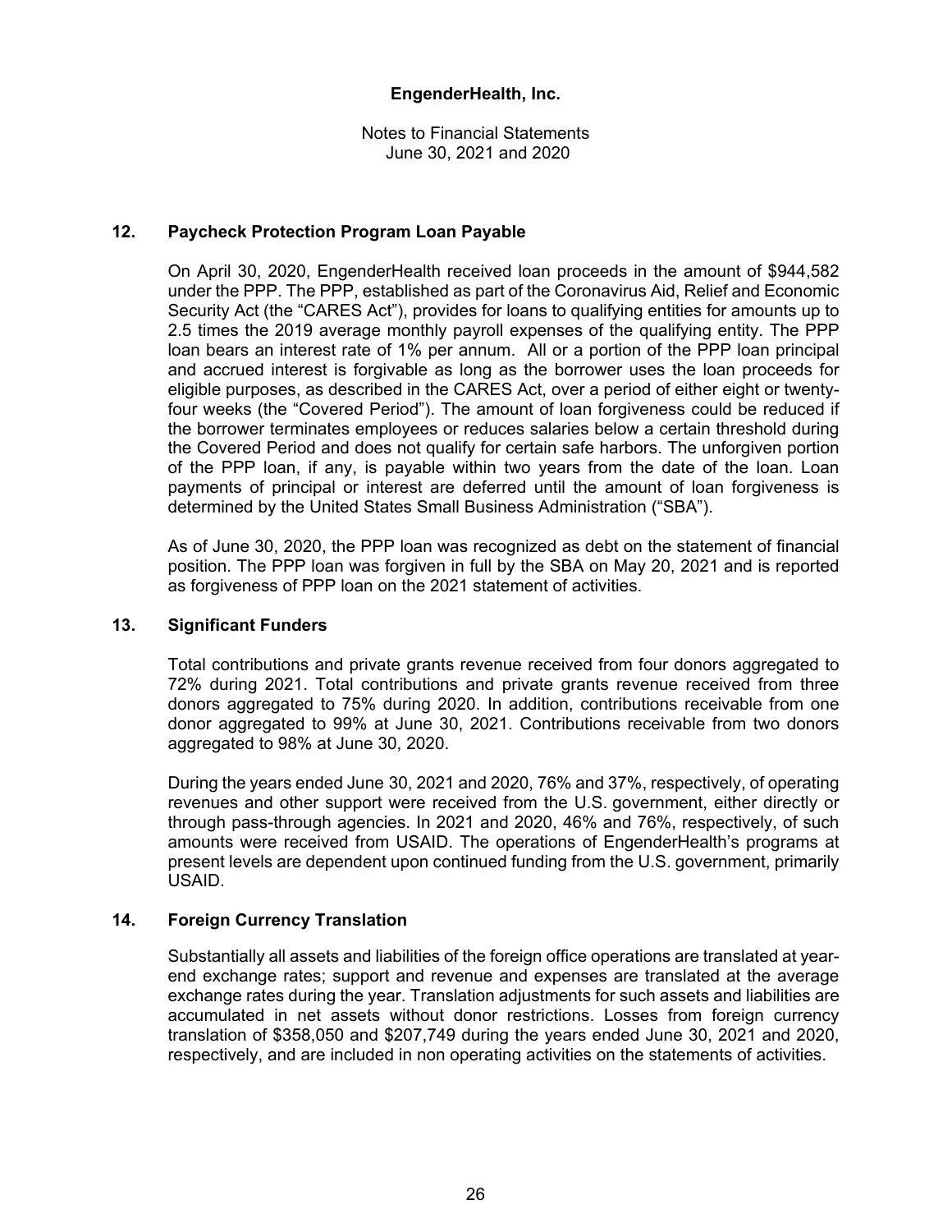## 12. Paycheck Protection Program Loan Payable

On April 30, 2020, EngenderHealth received loan proceeds in the amount of $944,582 under the PPP. The PPP, established as part of the Coronavirus Aid, Relief and Economic Security Act (the "CARES Act"), provides for loans to qualifying entities for amounts up to 2.5 times the 2019 average monthly payroll expenses of the qualifying entity. The PPP loan bears an interest rate of 1% per annum. All or a portion of the PPP loan principal and accrued interest is forgivable as long as the borrower uses the loan proceeds for eligible purposes, as described in the CARES Act, over a period of either eight or twenty-four weeks (the "Covered Period"). The amount of loan forgiveness could be reduced if the borrower terminates employees or reduces salaries below a certain threshold during the Covered Period and does not qualify for certain safe harbors. The unforgiven portion of the PPP loan, if any, is payable within two years from the date of the loan. Loan payments of principal or interest are deferred until the amount of loan forgiveness is determined by the United States Small Business Administration ("SBA").

As of June 30, 2020, the PPP loan was recognized as debt on the statement of financial position. The PPP loan was forgiven in full by the SBA on May 20, 2021 and is reported as forgiveness of PPP loan on the 2021 statement of activities.

## 13. Significant Funders

Total contributions and private grants revenue received from four donors aggregated to 72% during 2021. Total contributions and private grants revenue received from three donors aggregated to 75% during 2020. In addition, contributions receivable from one donor aggregated to 99% at June 30, 2021. Contributions receivable from two donors aggregated to 98% at June 30, 2020.

During the years ended June 30, 2021 and 2020, 76% and 37%, respectively, of operating revenues and other support were received from the U.S. government, either directly or through pass-through agencies. In 2021 and 2020, 46% and 76%, respectively, of such amounts were received from USAID. The operations of EngenderHealth's programs at present levels are dependent upon continued funding from the U.S. government, primarily USAID.

## 14. Foreign Currency Translation

Substantially all assets and liabilities of the foreign office operations are translated at year-end exchange rates; support and revenue and expenses are translated at the average exchange rates during the year. Translation adjustments for such assets and liabilities are accumulated in net assets without donor restrictions. Losses from foreign currency translation of $358,050 and $207,749 during the years ended June 30, 2021 and 2020, respectively, and are included in non operating activities on the statements of activities.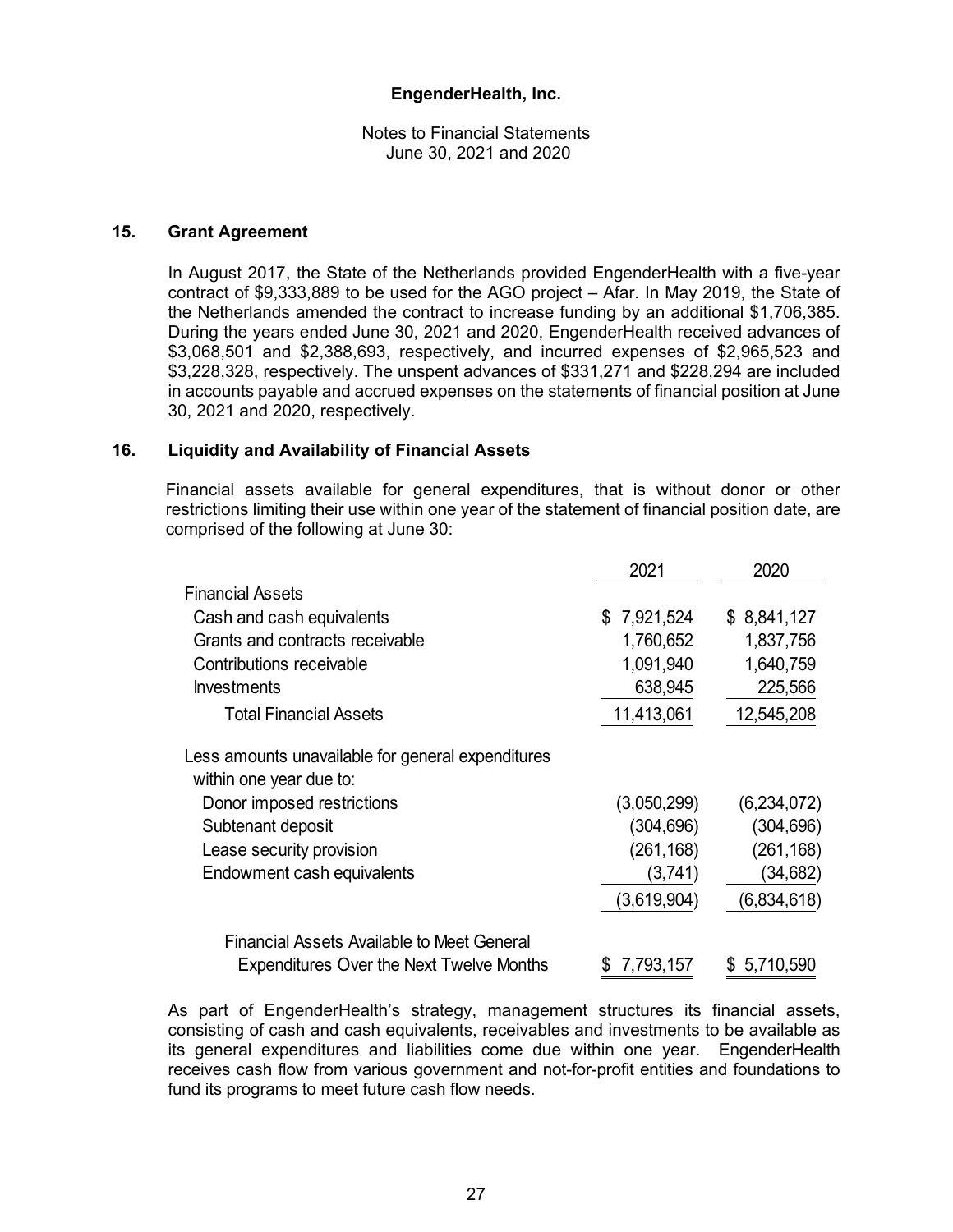## 15. Grant Agreement

In August 2017, the State of the Netherlands provided EngenderHealth with a five-year contract of $9,333,889 to be used for the AGO project – Afar. In May 2019, the State of the Netherlands amended the contract to increase funding by an additional $1,706,385. During the years ended June 30, 2021 and 2020, EngenderHealth received advances of $3,068,501 and $2,388,693, respectively, and incurred expenses of $2,965,523 and $3,228,328, respectively. The unspent advances of $331,271 and $228,294 are included in accounts payable and accrued expenses on the statements of financial position at June 30, 2021 and 2020, respectively.

## 16. Liquidity and Availability of Financial Assets

Financial assets available for general expenditures, that is without donor or other restrictions limiting their use within one year of the statement of financial position date, are comprised of the following at June 30:

| | 2021 | 2020 |
|---|---|---|
| Financial Assets | | |
| Cash and cash equivalents | $ 7,921,524 | $ 8,841,127 |
| Grants and contracts receivable | 1,760,652 | 1,837,756 |
| Contributions receivable | 1,091,940 | 1,640,759 |
| Investments | 638,945 | 225,566 |
| Total Financial Assets | 11,413,061 | 12,545,208 |
| Less amounts unavailable for general expenditures within one year due to: | | |
| Donor imposed restrictions | (3,050,299) | (6,234,072) |
| Subtenant deposit | (304,696) | (304,696) |
| Lease security provision | (261,168) | (261,168) |
| Endowment cash equivalents | (3,741) | (34,682) |
| | (3,619,904) | (6,834,618) |
| Financial Assets Available to Meet General Expenditures Over the Next Twelve Months | $ 7,793,157 | $ 5,710,590 |

As part of EngenderHealth's strategy, management structures its financial assets, consisting of cash and cash equivalents, receivables and investments to be available as its general expenditures and liabilities come due within one year. EngenderHealth receives cash flow from various government and not-for-profit entities and foundations to fund its programs to meet future cash flow needs.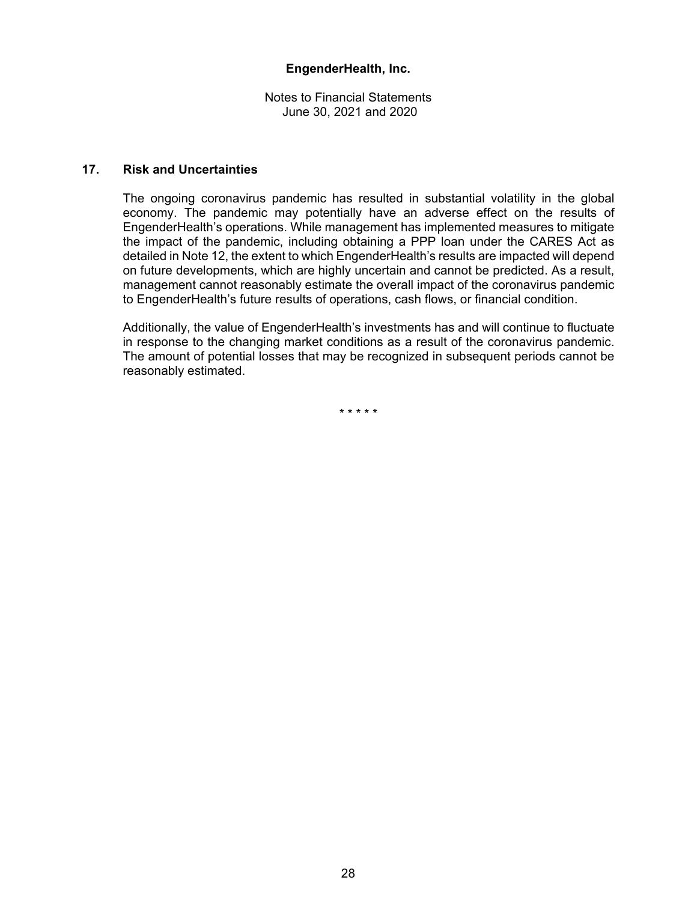## 17. Risk and Uncertainties

The ongoing coronavirus pandemic has resulted in substantial volatility in the global economy. The pandemic may potentially have an adverse effect on the results of EngenderHealth's operations. While management has implemented measures to mitigate the impact of the pandemic, including obtaining a PPP loan under the CARES Act as detailed in Note 12, the extent to which EngenderHealth's results are impacted will depend on future developments, which are highly uncertain and cannot be predicted. As a result, management cannot reasonably estimate the overall impact of the coronavirus pandemic to EngenderHealth's future results of operations, cash flows, or financial condition.

Additionally, the value of EngenderHealth's investments has and will continue to fluctuate in response to the changing market conditions as a result of the coronavirus pandemic. The amount of potential losses that may be recognized in subsequent periods cannot be reasonably estimated.

* * * * *